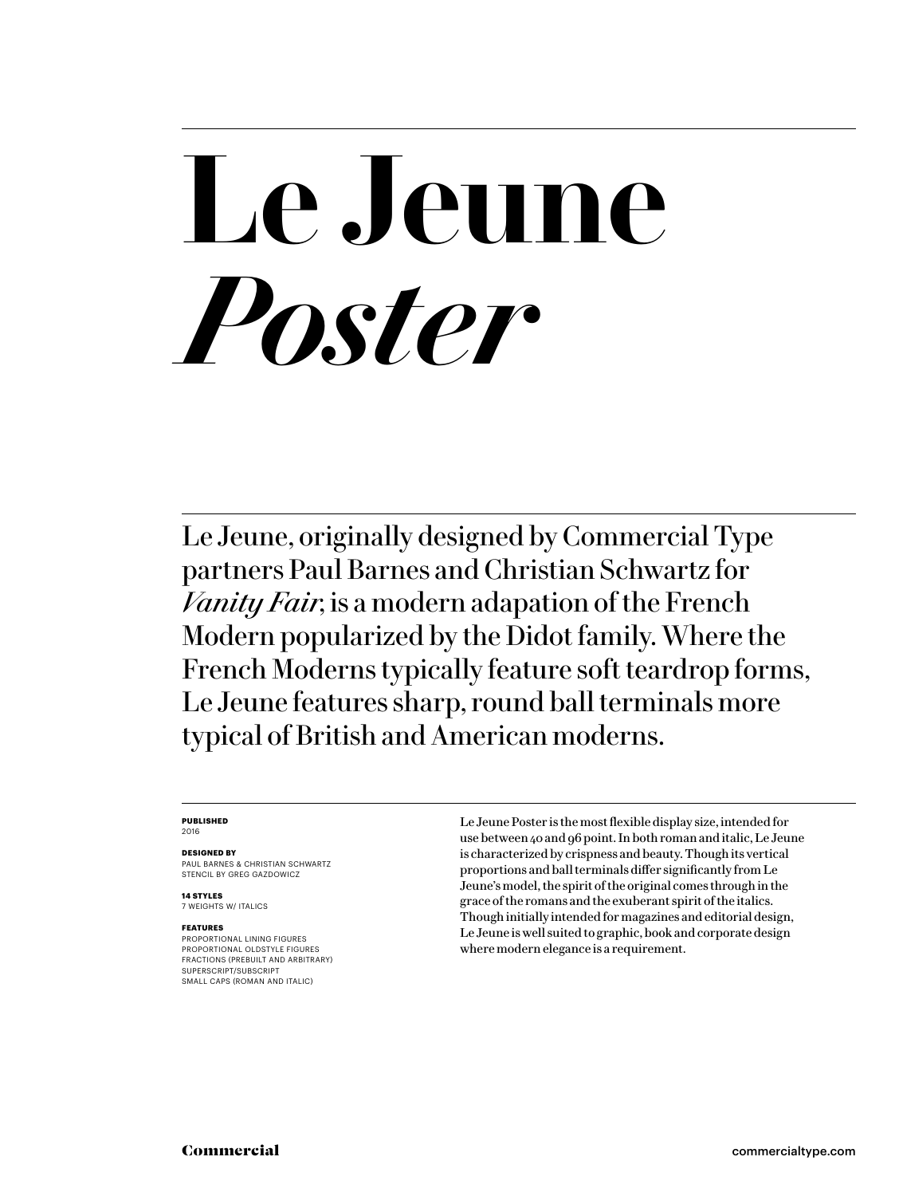# Le Jeune *Poster*

Le Jeune, originally designed by Commercial Type partners Paul Barnes and Christian Schwartz for *Vanity Fair*, is a modern adapation of the French Modern popularized by the Didot family. Where the French Moderns typically feature soft teardrop forms, Le Jeune features sharp, round ball terminals more typical of British and American moderns.

**PUBLISHED**
2016

**DESIGNED BY**
PAUL BARNES & CHRISTIAN SCHWARTZ
STENCIL BY GREG GAZDOWICZ

**14 STYLES**
7 WEIGHTS W/ ITALICS

**FEATURES**
PROPORTIONAL LINING FIGURES
PROPORTIONAL OLDSTYLE FIGURES
FRACTIONS (PREBUILT AND ARBITRARY)
SUPERSCRIPT/SUBSCRIPT
SMALL CAPS (ROMAN AND ITALIC)

Le Jeune Poster is the most flexible display size, intended for use between 40 and 96 point. In both roman and italic, Le Jeune is characterized by crispness and beauty. Though its vertical proportions and ball terminals differ significantly from Le Jeune's model, the spirit of the original comes through in the grace of the romans and the exuberant spirit of the italics. Though initially intended for magazines and editorial design, Le Jeune is well suited to graphic, book and corporate design where modern elegance is a requirement.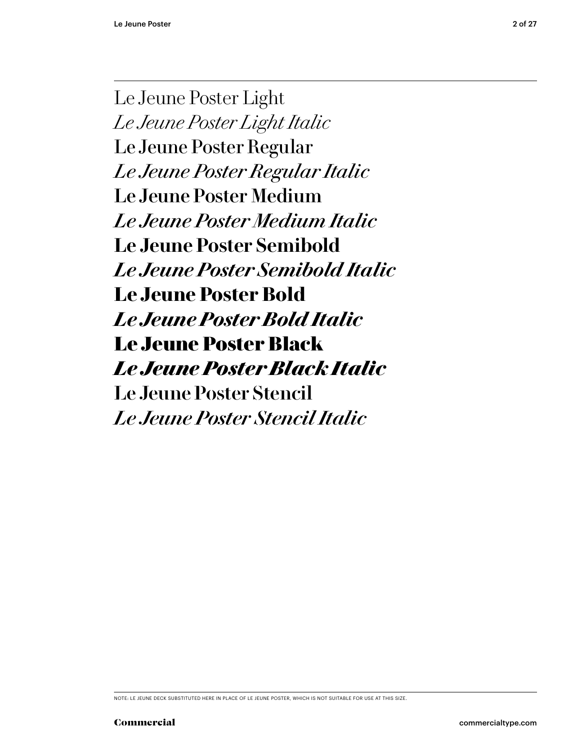Le Jeune Poster Light

*Le Jeune Poster Light Italic*

Le Jeune Poster Regular

*Le Jeune Poster Regular Italic*

Le Jeune Poster Medium

*Le Jeune Poster Medium Italic*

**Le Jeune Poster Semibold**

***Le Jeune Poster Semibold Italic***

**Le Jeune Poster Bold**

***Le Jeune Poster Bold Italic***

**Le Jeune Poster Black**

***Le Jeune Poster Black Italic***

Le Jeune Poster Stencil

*Le Jeune Poster Stencil Italic*

NOTE: LE JEUNE DECK SUBSTITUTED HERE IN PLACE OF LE JEUNE POSTER, WHICH IS NOT SUITABLE FOR USE AT THIS SIZE.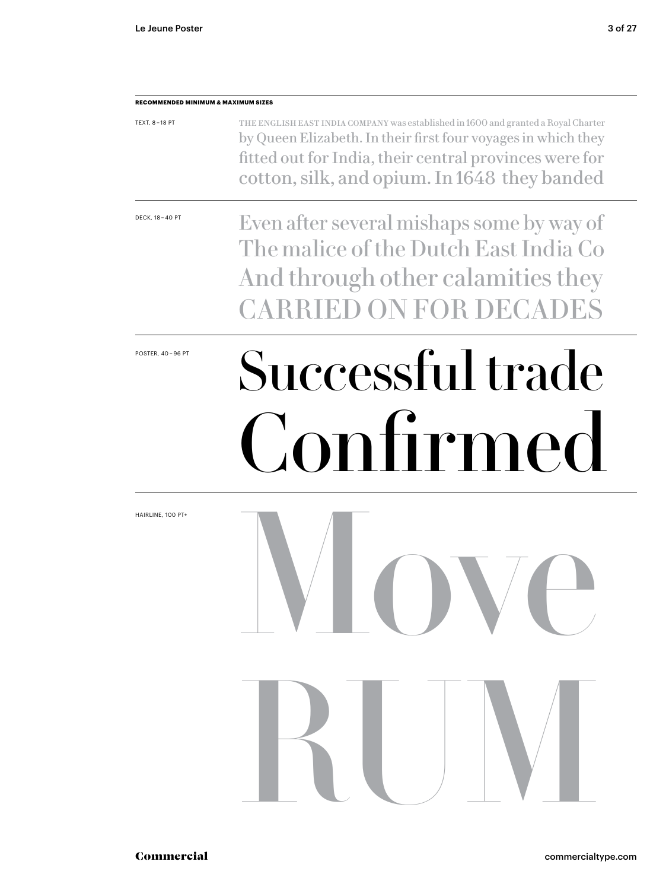**RECOMMENDED MINIMUM & MAXIMUM SIZES**

TEXT, 8 – 18 PT

THE ENGLISH EAST INDIA COMPANY was established in 1600 and granted a Royal Charter by Queen Elizabeth. In their first four voyages in which they fitted out for India, their central provinces were for cotton, silk, and opium. In 1648 they banded

DECK, 18 – 40 PT

Even after several mishaps some by way of The malice of the Dutch East India Co And through other calamities they CARRIED ON FOR DECADES

POSTER, 40 – 96 PT

Successful trade Confirmed

HAIRLINE, 100 PT+

Move RUM

Commercial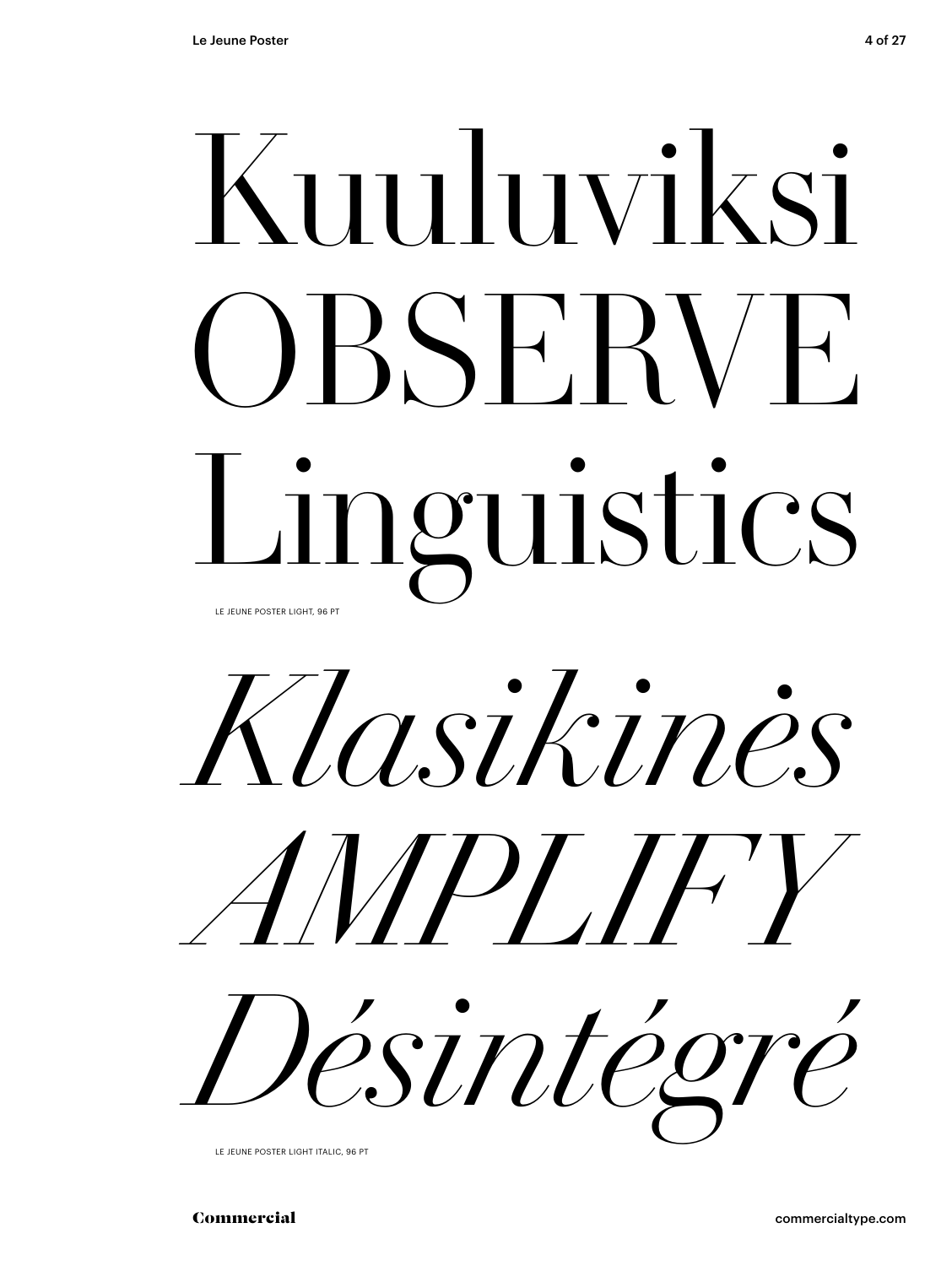Kuuluviksi
OBSERVE
Linguistics

LE JEUNE POSTER LIGHT, 96 PT

*Klasikinės*
*AMPLIFY*
*Désintégré*

LE JEUNE POSTER LIGHT ITALIC, 96 PT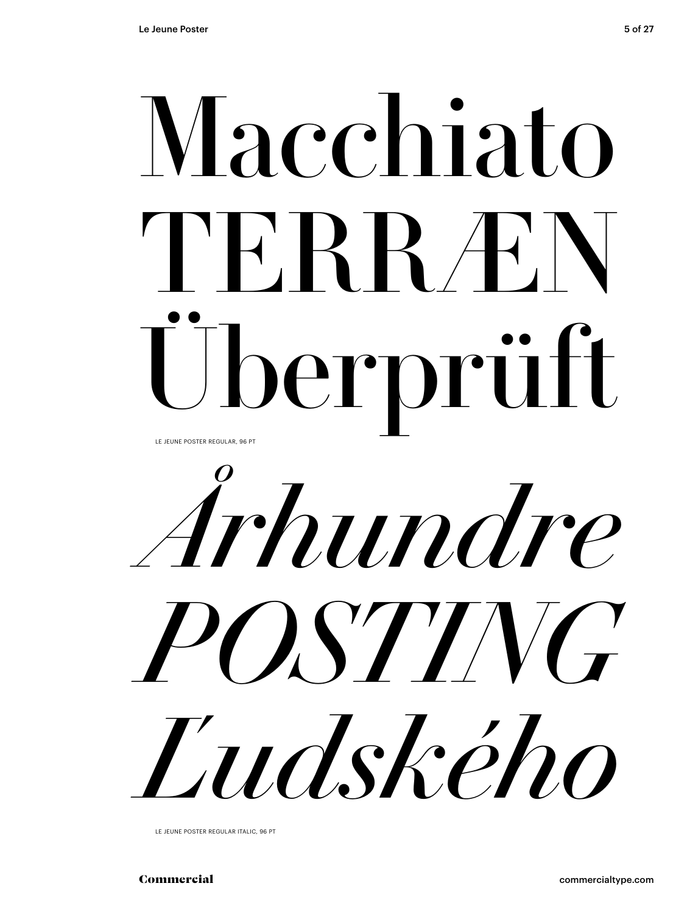# Macchiato
# TERRÆN
# Überprüft

LE JEUNE POSTER REGULAR, 96 PT

# *Århundre*
# *POSTING*
# *Ľudského*

LE JEUNE POSTER REGULAR ITALIC, 96 PT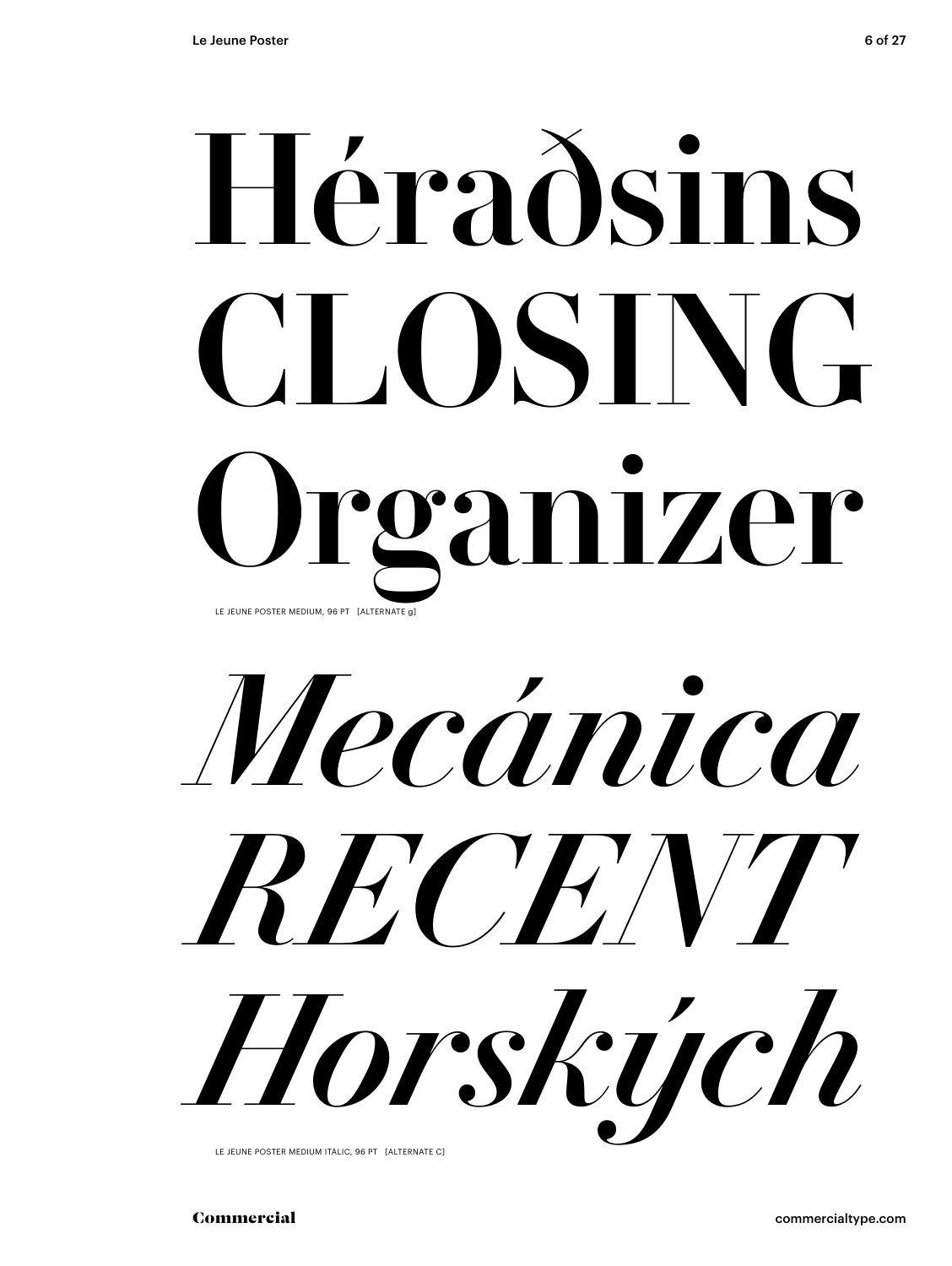# Héraðsins CLOSING Organizer

LE JEUNE POSTER MEDIUM, 96 PT [ALTERNATE g]

# *Mecánica RECENT Horských*

LE JEUNE POSTER MEDIUM ITALIC, 96 PT [ALTERNATE C]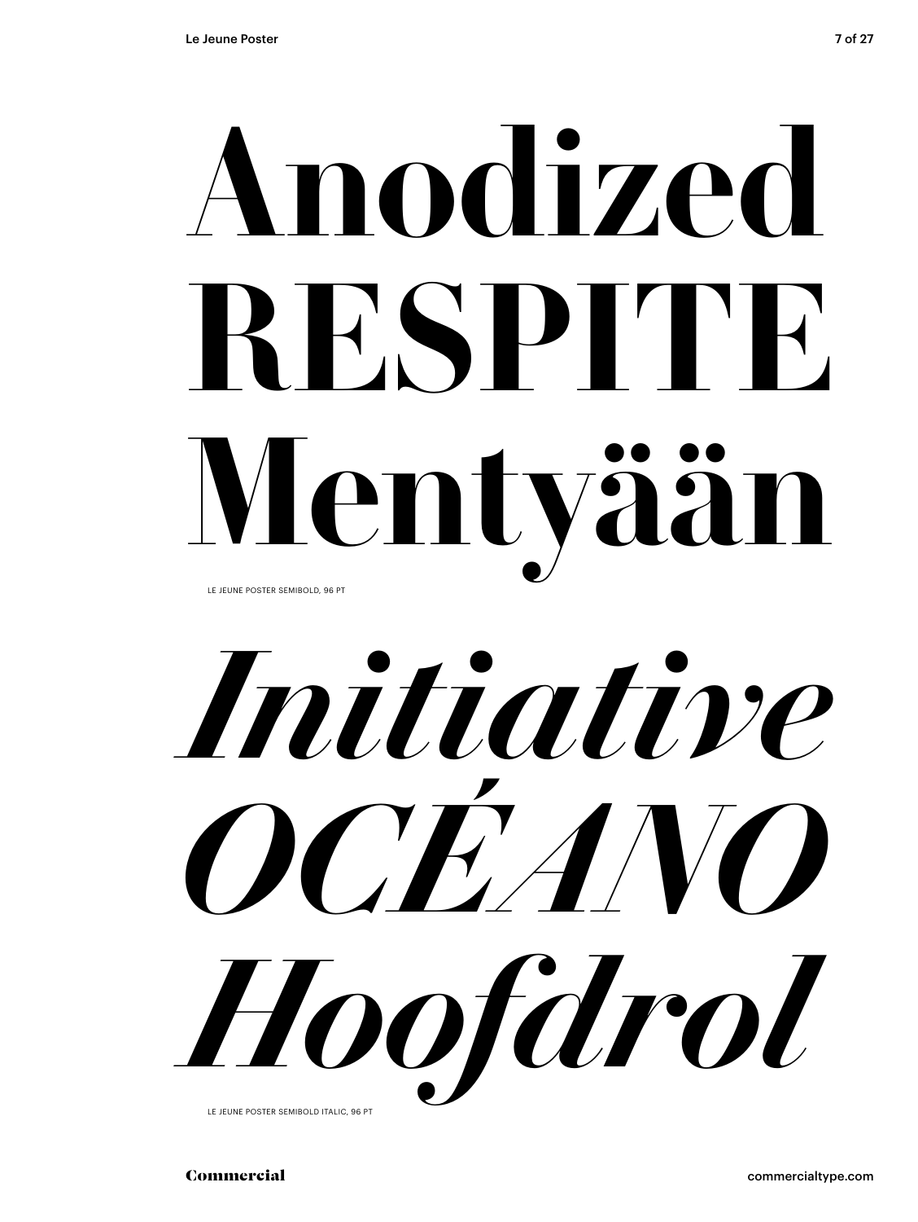# Anodized RESPITE Mentyään

LE JEUNE POSTER SEMIBOLD, 96 PT

# *Initiative OCÉANO Hoofdrol*

LE JEUNE POSTER SEMIBOLD ITALIC, 96 PT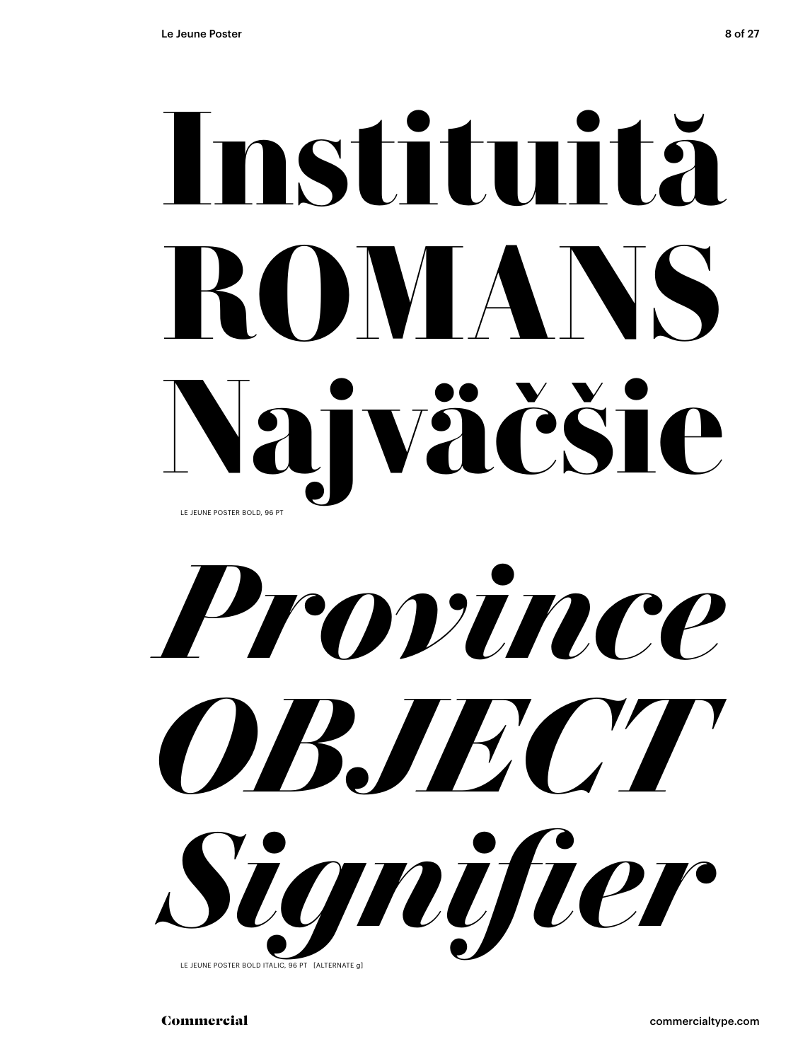# Instituită
# ROMANS
# Najväčšie

LE JEUNE POSTER BOLD, 96 PT

# *Province*
# *OBJECT*
# *Signifier*

LE JEUNE POSTER BOLD ITALIC, 96 PT [ALTERNATE g]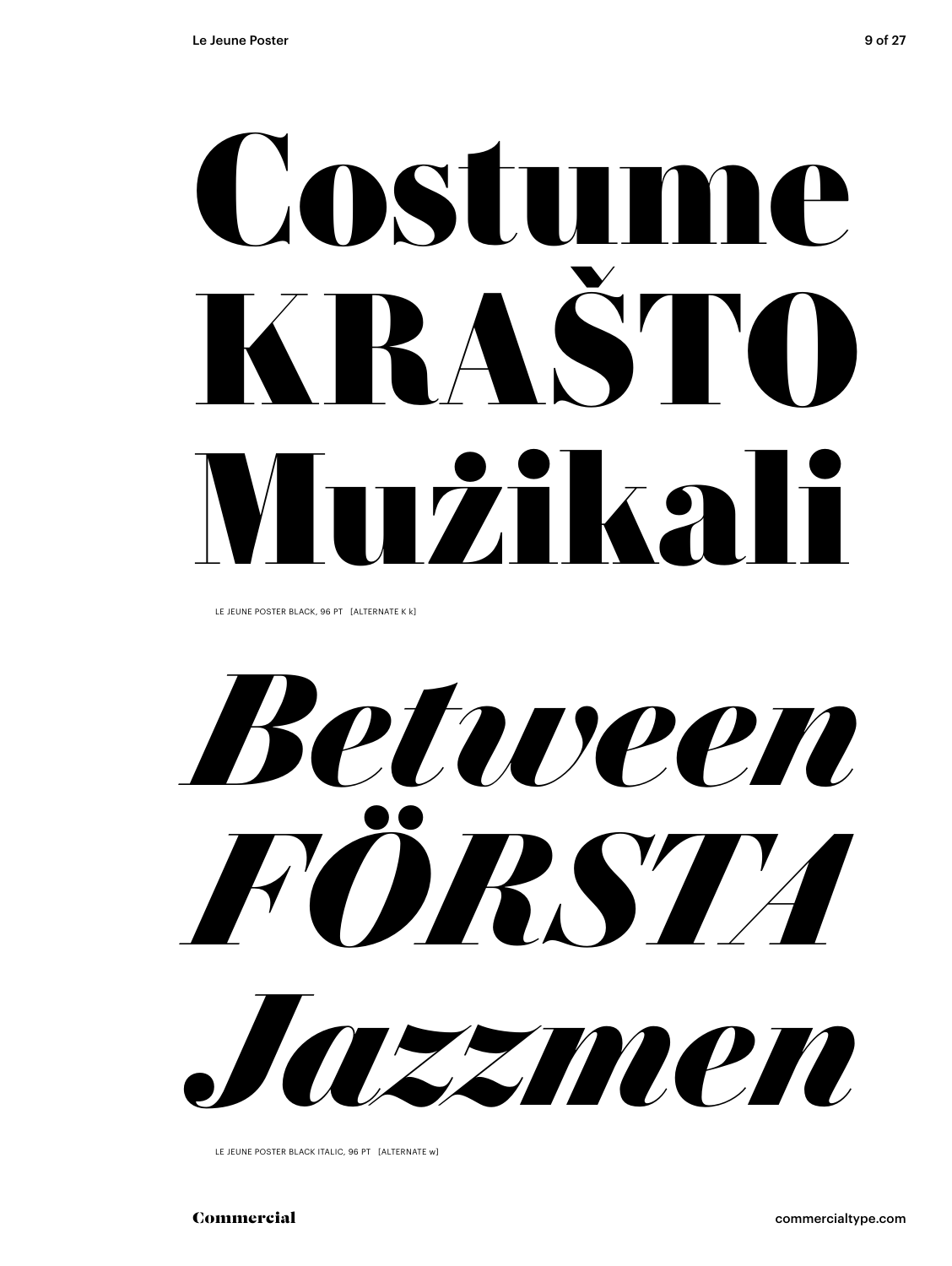# Costume
# KRAŠTO
# Mużikali

LE JEUNE POSTER BLACK, 96 PT   [ALTERNATE K k]

# *Between*
# *FÖRSTA*
# *Jazzmen*

LE JEUNE POSTER BLACK ITALIC, 96 PT   [ALTERNATE w]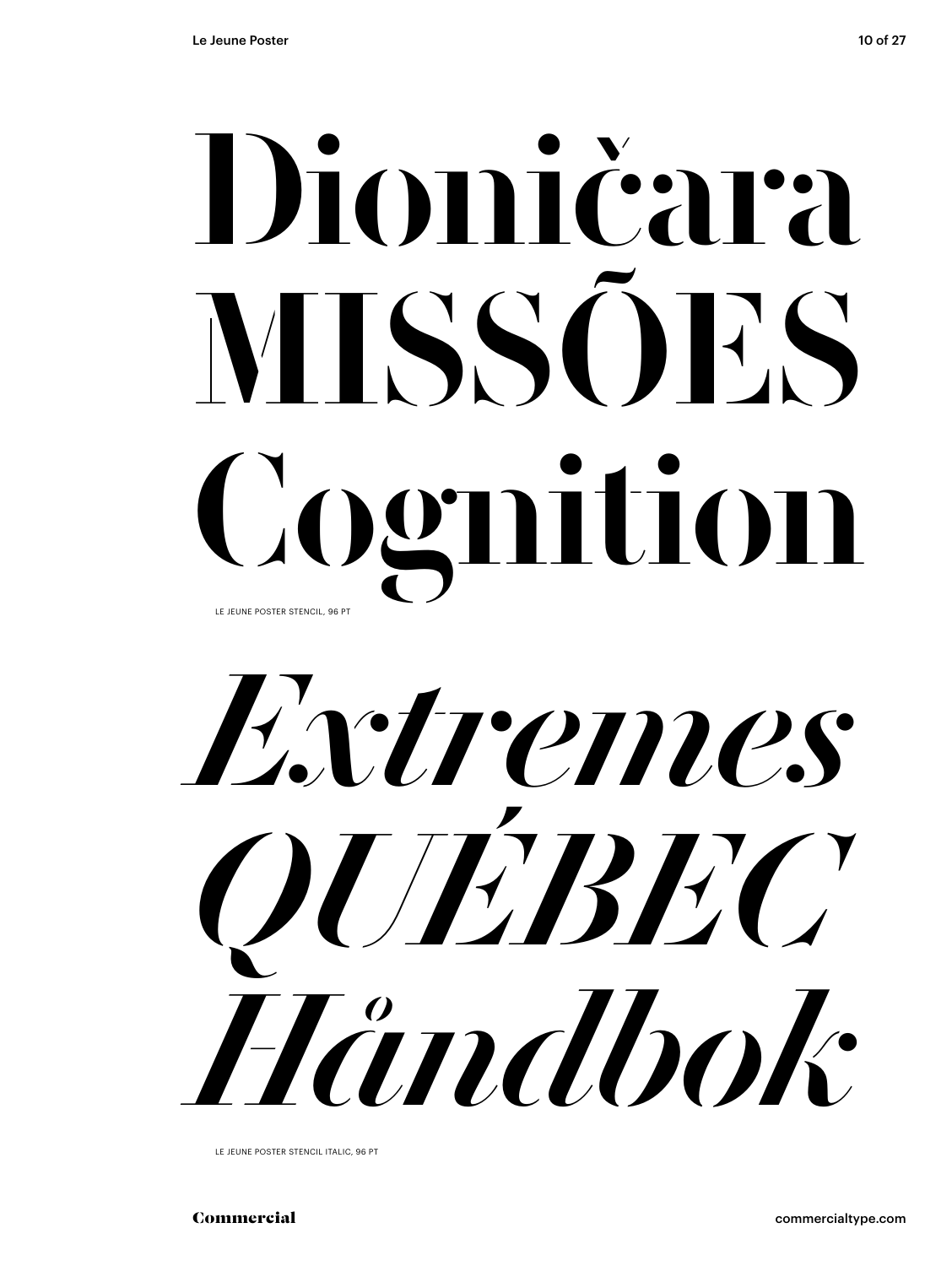Dioničara
MISSÕES
Cognition

LE JEUNE POSTER STENCIL, 96 PT

*Extremes*
*QUÉBEC*
*Håndbok*

LE JEUNE POSTER STENCIL ITALIC, 96 PT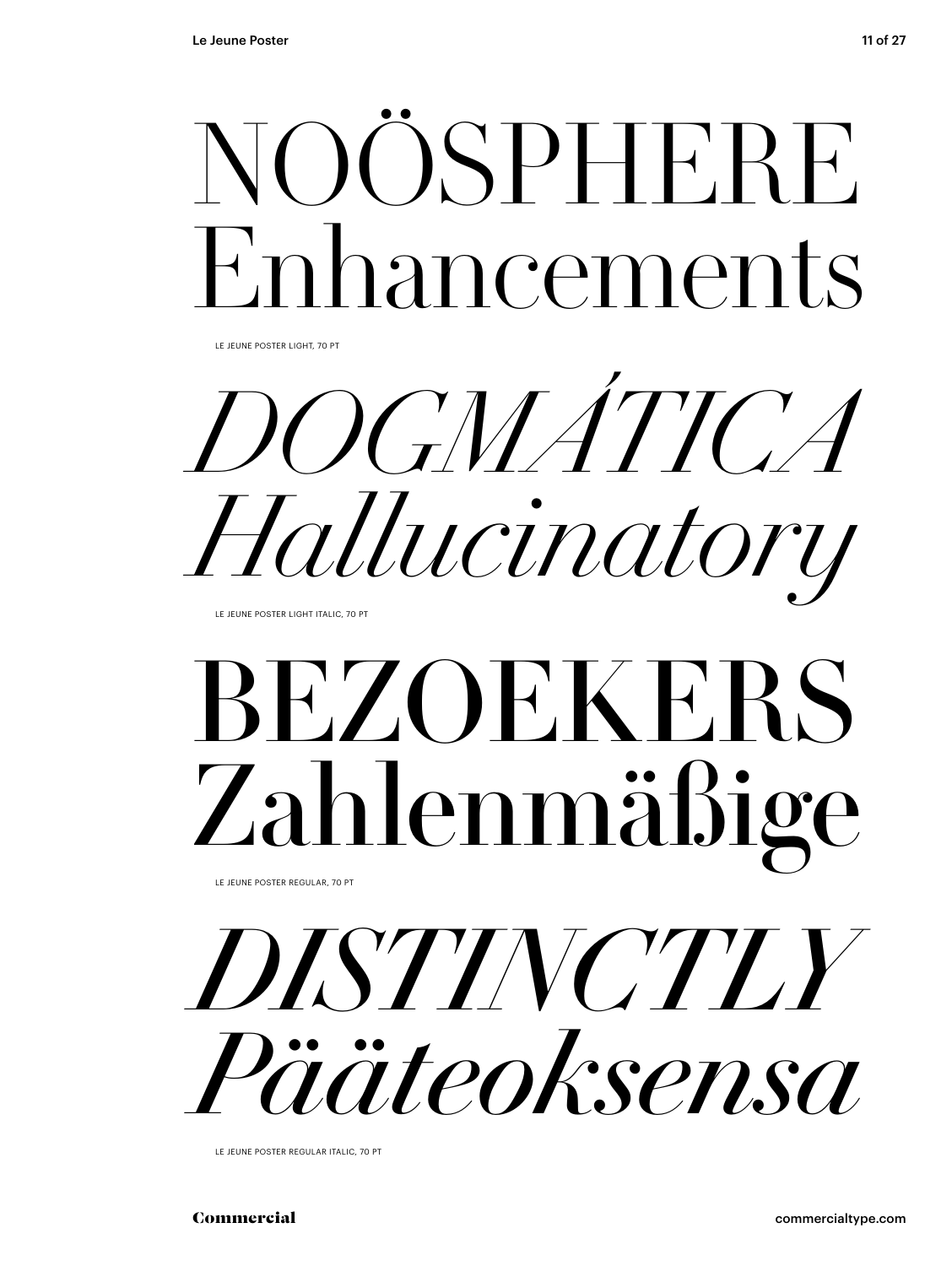NOÖSPHERE
Enhancements

LE JEUNE POSTER LIGHT, 70 PT

*DOGMÁTICA*
*Hallucinatory*

LE JEUNE POSTER LIGHT ITALIC, 70 PT

BEZOEKERS
Zahlenmäßige

LE JEUNE POSTER REGULAR, 70 PT

*DISTINCTLY*
*Pääteoksensa*

LE JEUNE POSTER REGULAR ITALIC, 70 PT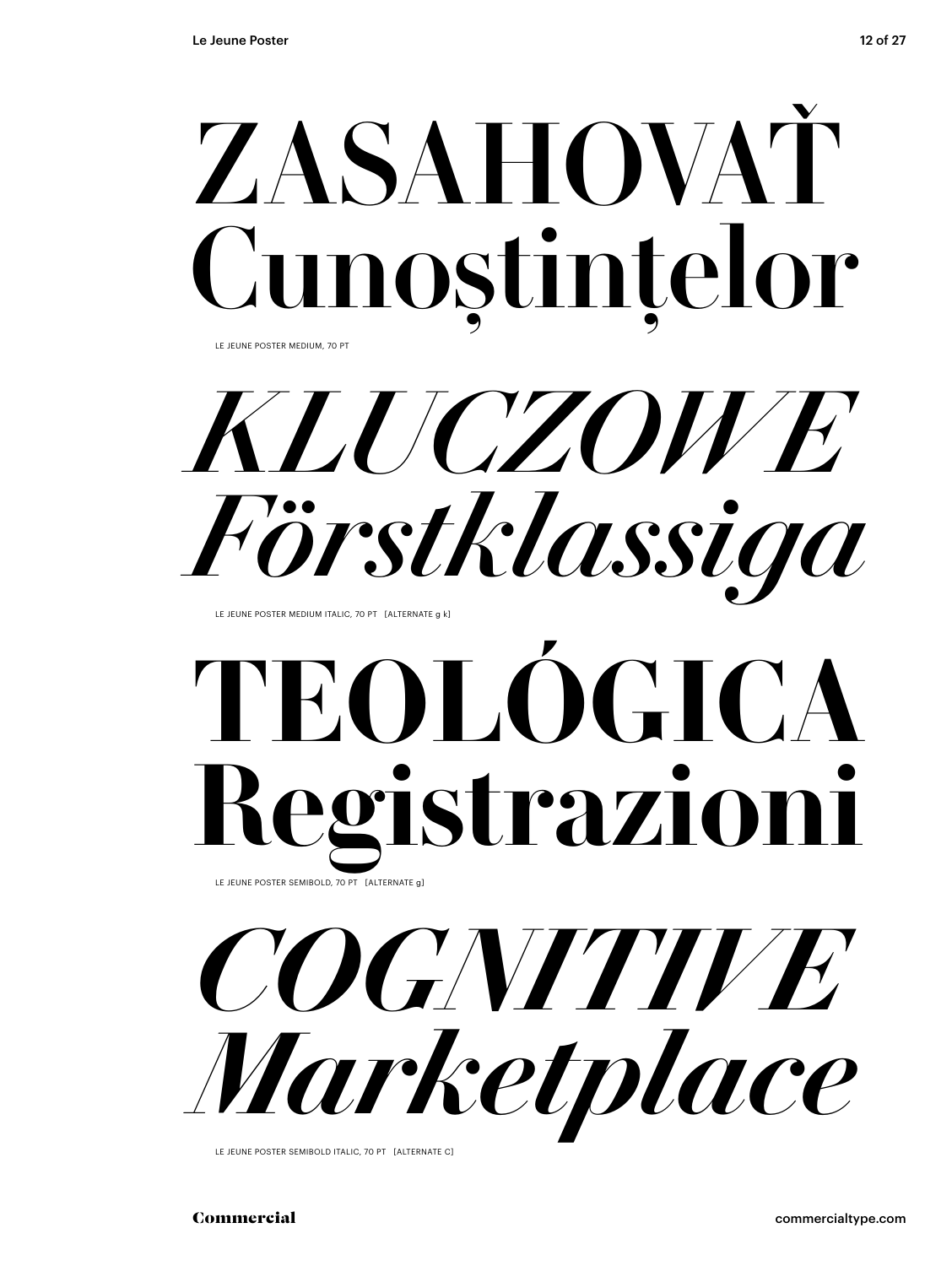ZASAHOVAŤ
Cunoștințelor

LE JEUNE POSTER MEDIUM, 70 PT

*KLUCZOWE*
*Förstklassiga*

LE JEUNE POSTER MEDIUM ITALIC, 70 PT [ALTERNATE g k]

**TEOLÓGICA**
**Registrazioni**

LE JEUNE POSTER SEMIBOLD, 70 PT [ALTERNATE g]

***COGNITIVE***
***Marketplace***

LE JEUNE POSTER SEMIBOLD ITALIC, 70 PT [ALTERNATE C]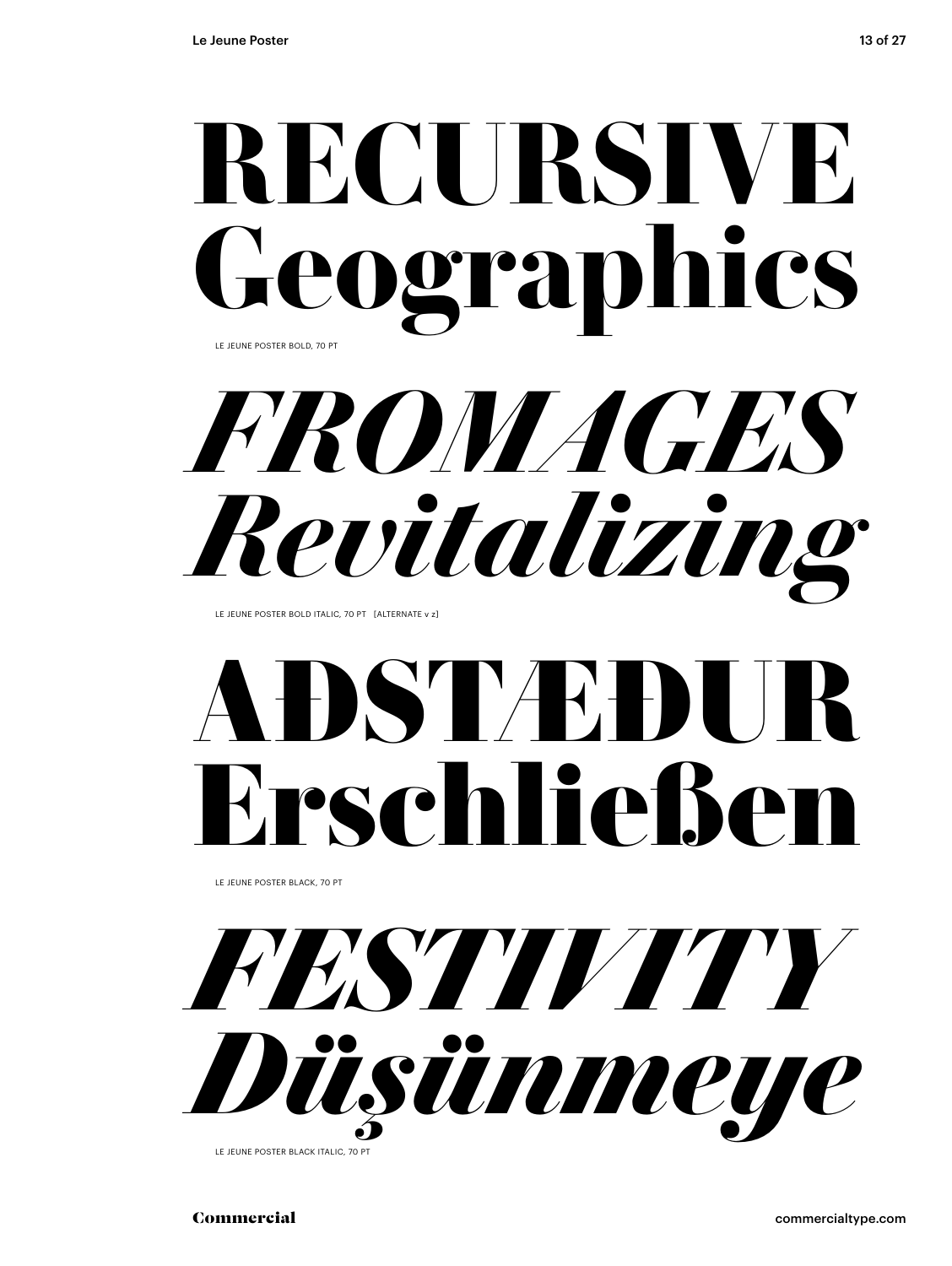# RECURSIVE Geographics

LE JEUNE POSTER BOLD, 70 PT

# *FROMAGES Revitalizing*

LE JEUNE POSTER BOLD ITALIC, 70 PT [ALTERNATE v z]

# AÐSTÆÐUR Erschließen

LE JEUNE POSTER BLACK, 70 PT

# *FESTIVITY Düşünmeye*

LE JEUNE POSTER BLACK ITALIC, 70 PT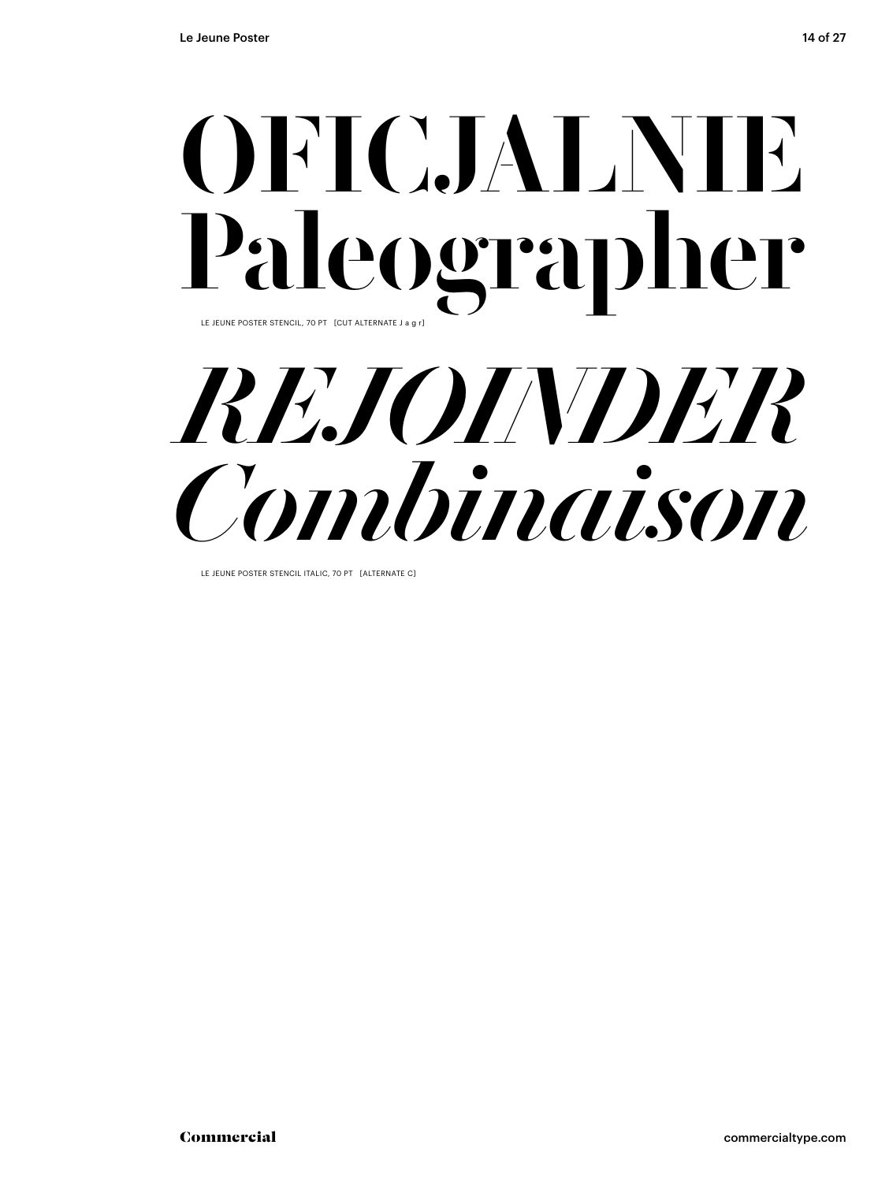# OFICJALNIE
# Paleographer

LE JEUNE POSTER STENCIL, 70 PT [CUT ALTERNATE J a g r]

# *REJOINDER*
# *Combinaison*

LE JEUNE POSTER STENCIL ITALIC, 70 PT [ALTERNATE C]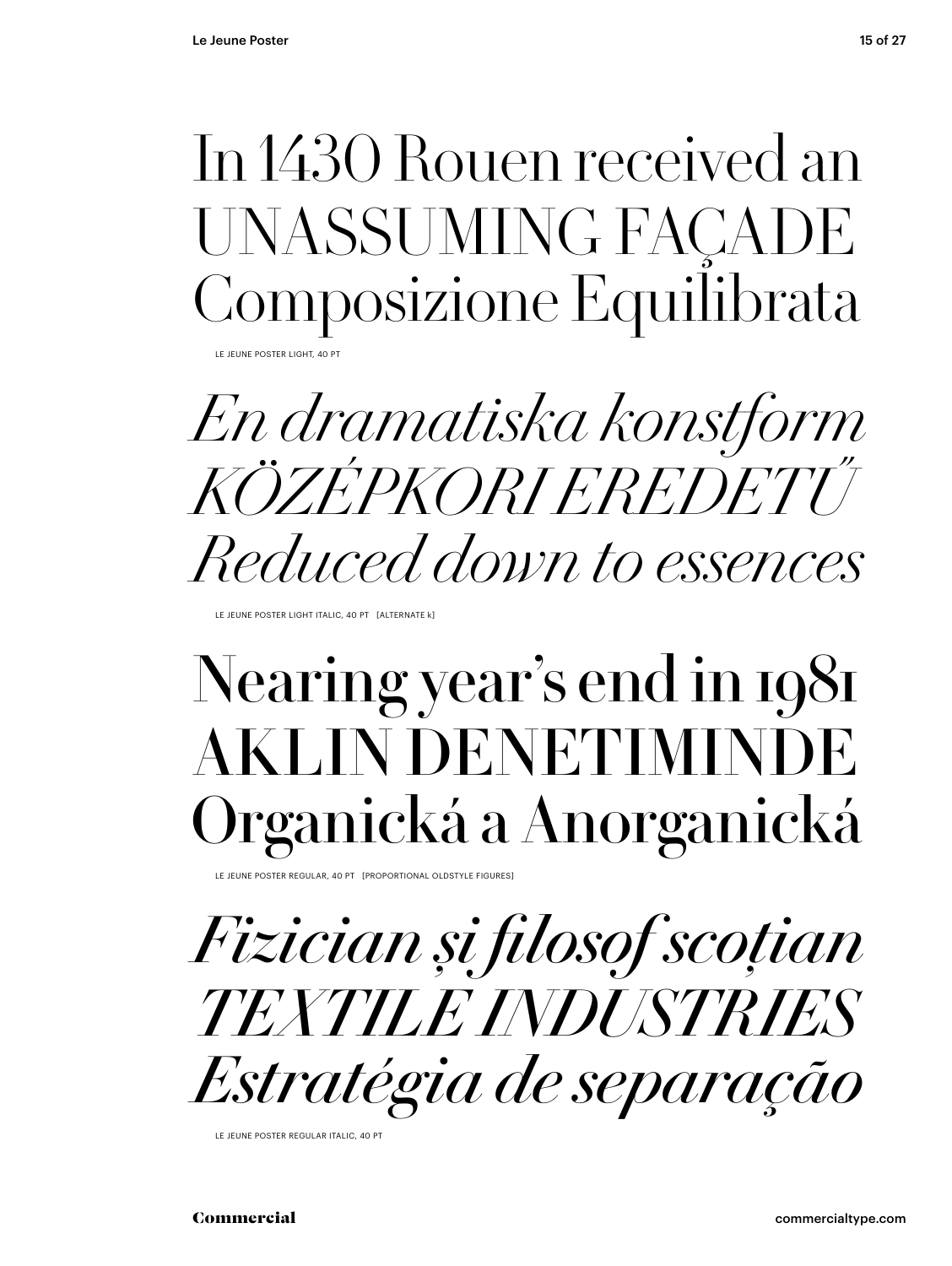In 1430 Rouen received an
UNASSUMING FAÇADE
Composizione Equilibrata

LE JEUNE POSTER LIGHT, 40 PT

*En dramatiska konstform*
*KÖZÉPKORI EREDETŰ*
*Reduced down to essences*

LE JEUNE POSTER LIGHT ITALIC, 40 PT [ALTERNATE k]

Nearing year's end in 1981
AKLIN DENETIMINDE
Organická a Anorganická

LE JEUNE POSTER REGULAR, 40 PT [PROPORTIONAL OLDSTYLE FIGURES]

*Fizician și filosof scoțian*
*TEXTILE INDUSTRIES*
*Estratégia de separação*

LE JEUNE POSTER REGULAR ITALIC, 40 PT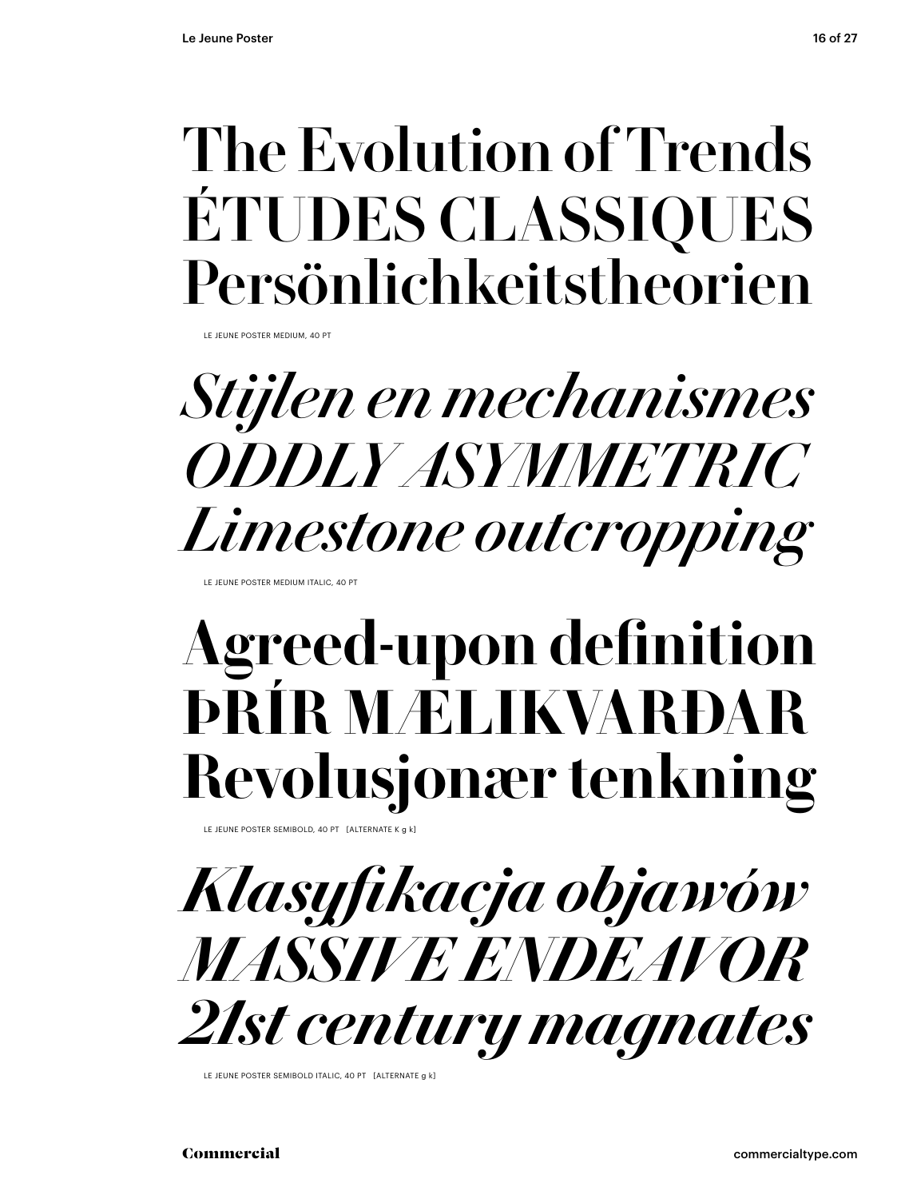The Evolution of Trends
ÉTUDES CLASSIQUES
Persönlichkeitstheorien

LE JEUNE POSTER MEDIUM, 40 PT

*Stijlen en mechanismes*
*ODDLY ASYMMETRIC*
*Limestone outcropping*

LE JEUNE POSTER MEDIUM ITALIC, 40 PT

**Agreed-upon definition**
**ÞRÍR MÆLIKVARÐAR**
**Revolusjonær tenkning**

LE JEUNE POSTER SEMIBOLD, 40 PT [ALTERNATE K g k]

***Klasyfikacja objawów***
***MASSIVE ENDEAVOR***
***21st century magnates***

LE JEUNE POSTER SEMIBOLD ITALIC, 40 PT [ALTERNATE g k]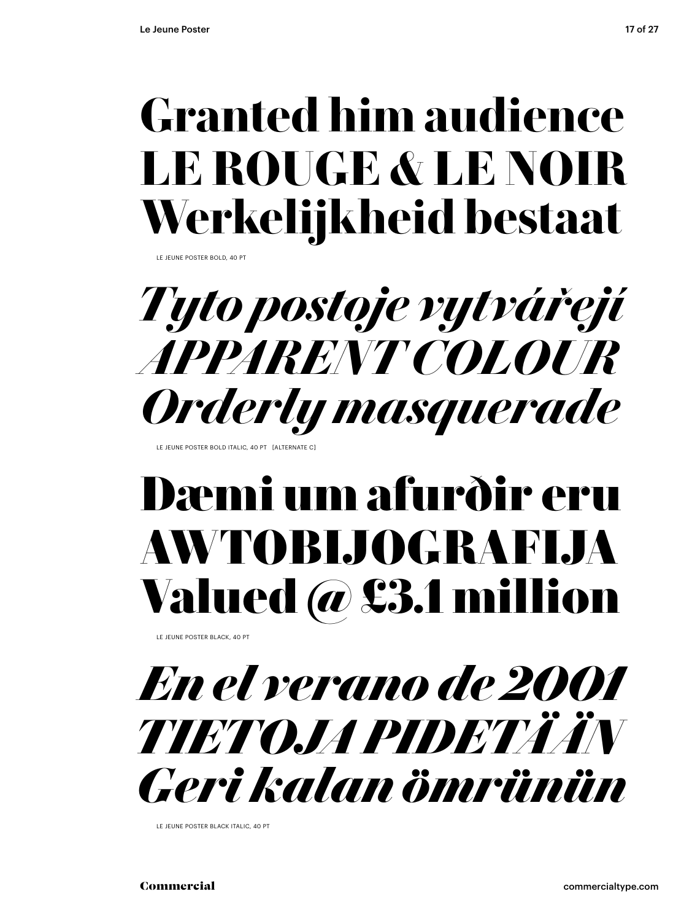**Granted him audience**
**LE ROUGE & LE NOIR**
**Werkelijkheid bestaat**

LE JEUNE POSTER BOLD, 40 PT

***Tyto postoje vytvářejí***
***APPARENT COLOUR***
***Orderly masquerade***

LE JEUNE POSTER BOLD ITALIC, 40 PT [ALTERNATE C]

**Dæmi um afurðir eru**
**AWTOBIJOGRAFIJA**
**Valued @ £3.1 million**

LE JEUNE POSTER BLACK, 40 PT

***En el verano de 2001***
***TIETOJA PIDETÄÄN***
***Geri kalan ömrünün***

LE JEUNE POSTER BLACK ITALIC, 40 PT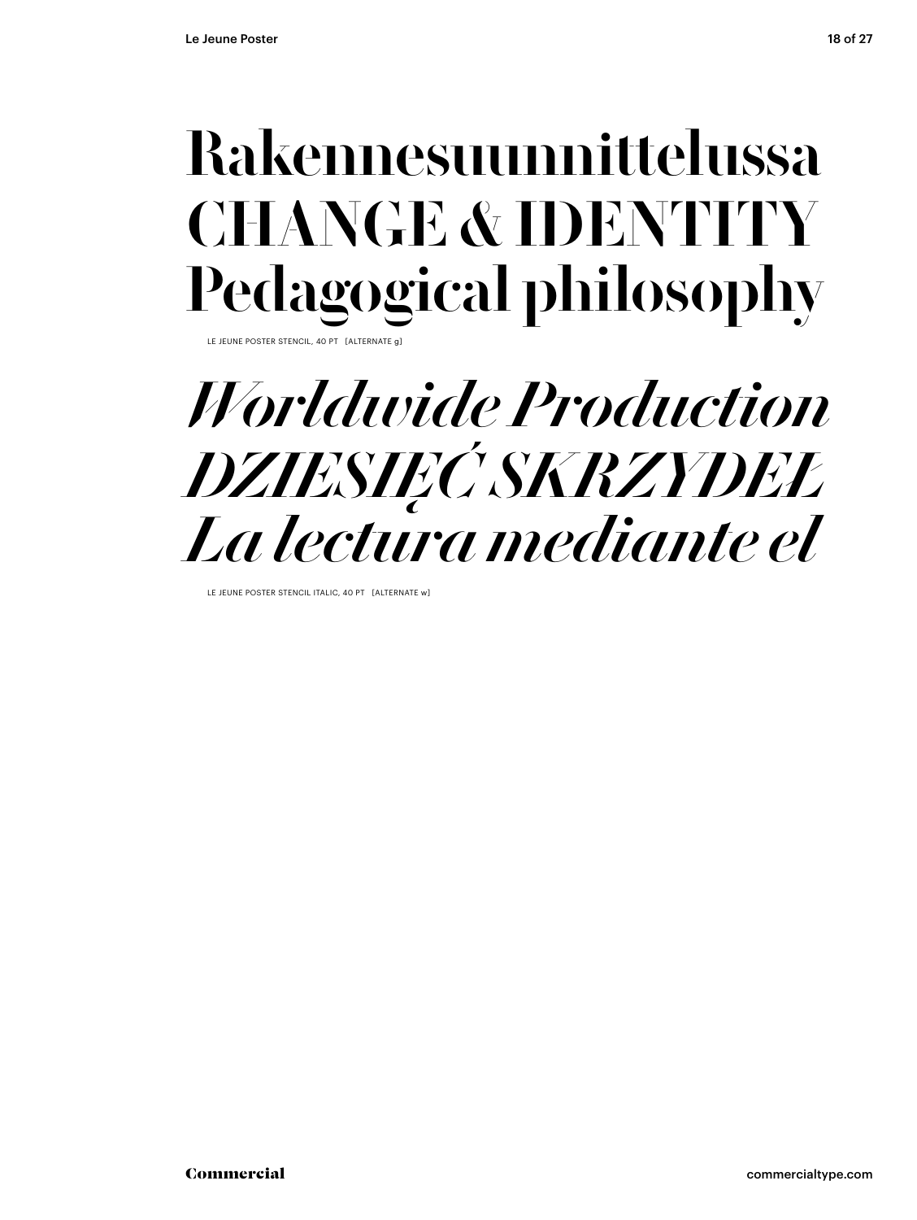Rakennesuunnittelussa
CHANGE & IDENTITY
Pedagogical philosophy

LE JEUNE POSTER STENCIL, 40 PT [ALTERNATE g]

*Worldwide Production*
*DZIESIĘĆ SKRZYDEŁ*
*La lectura mediante el*

LE JEUNE POSTER STENCIL ITALIC, 40 PT [ALTERNATE w]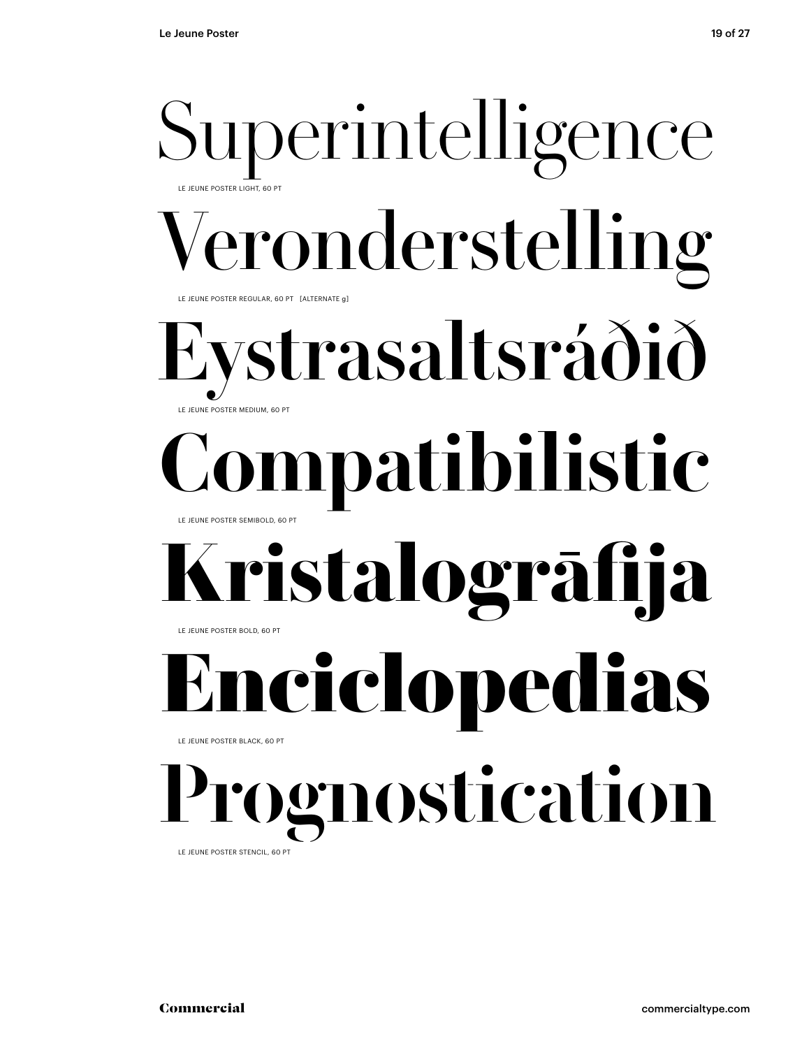Superintelligence

LE JEUNE POSTER LIGHT, 60 PT

Veronderstelling

LE JEUNE POSTER REGULAR, 60 PT [ALTERNATE g]

Eystrasaltsráðið

LE JEUNE POSTER MEDIUM, 60 PT

Compatibilistic

LE JEUNE POSTER SEMIBOLD, 60 PT

Kristalogrāfija

LE JEUNE POSTER BOLD, 60 PT

Enciclopedias

LE JEUNE POSTER BLACK, 60 PT

Prognostication

LE JEUNE POSTER STENCIL, 60 PT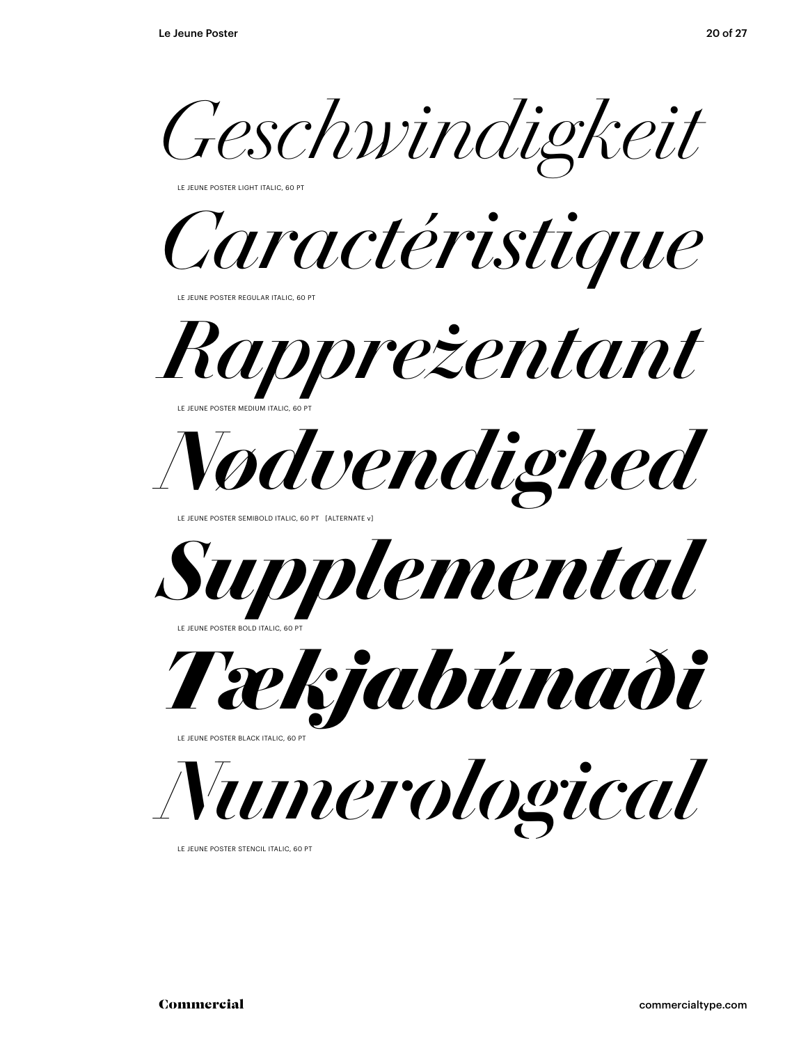*Geschwindigkeit*

LE JEUNE POSTER LIGHT ITALIC, 60 PT

*Caractéristique*

LE JEUNE POSTER REGULAR ITALIC, 60 PT

*Rapprezentant*

LE JEUNE POSTER MEDIUM ITALIC, 60 PT

*Nødvendighed*

LE JEUNE POSTER SEMIBOLD ITALIC, 60 PT [ALTERNATE v]

***Supplemental***

LE JEUNE POSTER BOLD ITALIC, 60 PT

***Tækjabúnaði***

LE JEUNE POSTER BLACK ITALIC, 60 PT

*Numerological*

LE JEUNE POSTER STENCIL ITALIC, 60 PT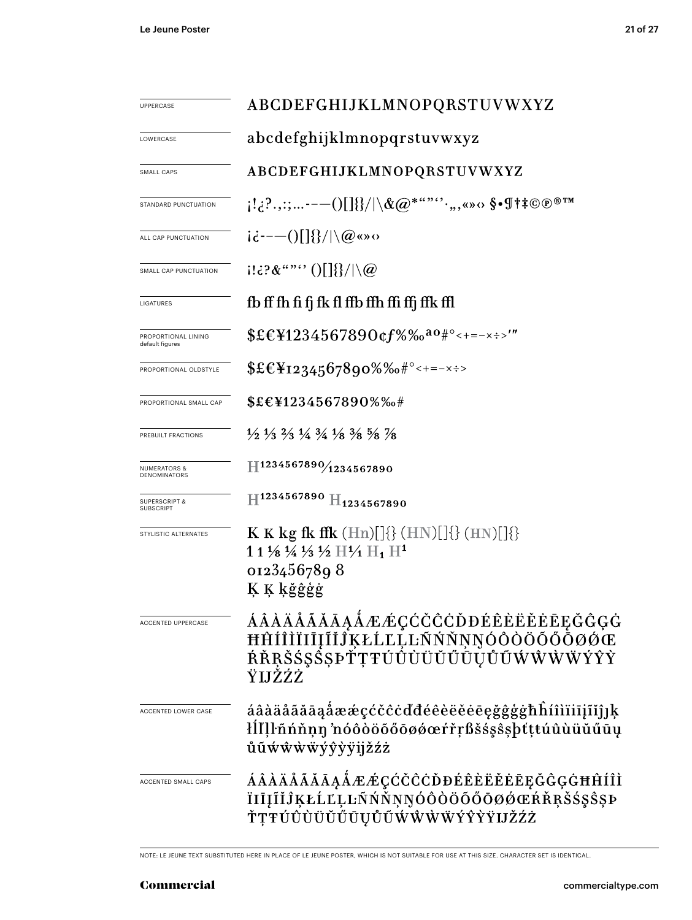| | |
|---|---|
| UPPERCASE | ABCDEFGHIJKLMNOPQRSTUVWXYZ |
| LOWERCASE | abcdefghijklmnopqrstuvwxyz |
| SMALL CAPS | ABCDEFGHIJKLMNOPQRSTUVWXYZ |
| STANDARD PUNCTUATION | ¡!¿?.,:;…-–—()[]{}/\|\&@*“”‘’·„‚«»‹› §•¶†‡©℗®™ |
| ALL CAP PUNCTUATION | ¡¿-–—()[]{}/\|\@«»‹› |
| SMALL CAP PUNCTUATION | ¡!¿?&“”‘’ ()[]{}/\|\@ |
| LIGATURES | fb ff fh fi fj fk fl ffb ffh ffi ffj ffk ffl |
| PROPORTIONAL LINING default figures | $£€¥1234567890¢ƒ%‰ªº#°<+=−×÷>′″ |
| PROPORTIONAL OLDSTYLE | $£€¥1234567890%‰#°<+=−×÷> |
| PROPORTIONAL SMALL CAP | $£€¥1234567890%‰# |
| PREBUILT FRACTIONS | ½ ⅓ ⅔ ¼ ¾ ⅛ ⅜ ⅝ ⅞ |
| NUMERATORS & DENOMINATORS | H1234567890⁄1234567890 |
| SUPERSCRIPT & SUBSCRIPT | H1234567890 H1234567890 |
| STYLISTIC ALTERNATES | K K kg fk ffk (Hn)[]{} (HN)[]{} (HN)[]{} 1 1 ⅛ ¼ ⅓ ½ H1⁄1 H1 H1 0123456789 8 Ķ Ķ ķğĝģġ |
| ACCENTED UPPERCASE | ÁÂÀÄÅÃĂĀĄǺÆǼÇĆČĈĊĎĐÉÊÈËĚĖĒĘĞĜĢĠĦĤÍÎÌÏİĪĮĨĬĴĶŁĹĽĻĿÑŃŇŅŊÓÔÒÖÕŐŌØǾŒŔŘŖŠŚŞŜȘÞŤŢŦÚÛÙÜŬŰŪŲŮŨẂŴẀẄÝŶỲŸĲŽŹŻ |
| ACCENTED LOWER CASE | áâàäåãăāąǻæǽçćčĉċďđéêèëěėēęğĝģġħĥíîìïiīįĩĭĵȷķłĺľļŀñńňņŋʼnóôòöõőōøǿœŕřŗßšśşŝșþťţŧúûùüŭűūųůũẃŵẁẅýŷỳÿĳžźż |
| ACCENTED SMALL CAPS | ÁÂÀÄÅÃĂĀĄǺÆǼÇĆČĈĊĎĐÉÊÈËĚĖĒĘĞĜĢĠĦĤÍÎÌÏĪĮĨĬĴĶŁĹĽĻĿÑŃŇŅŊÓÔÒÖÕŐŌØǾŒŔŘŖŠŚŞŜȘÞŤŢŦÚÛÙÜŬŰŪŲŮŨẂŴẀẄÝŶỲŸĲŽŹŻ |

NOTE: LE JEUNE TEXT SUBSTITUTED HERE IN PLACE OF LE JEUNE POSTER, WHICH IS NOT SUITABLE FOR USE AT THIS SIZE. CHARACTER SET IS IDENTICAL.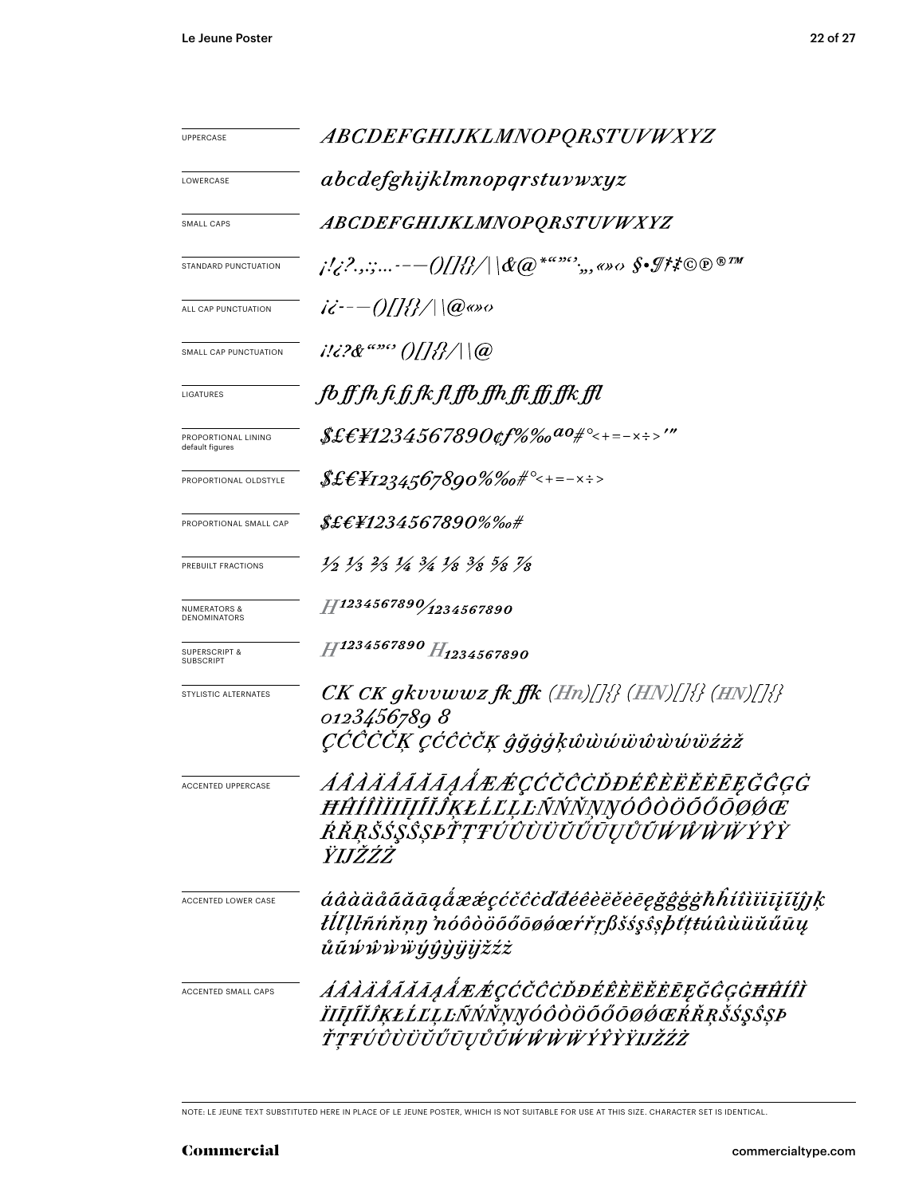| | |
|---|---|
| UPPERCASE | ABCDEFGHIJKLMNOPQRSTUVWXYZ |
| LOWERCASE | abcdefghijklmnopqrstuvwxyz |
| SMALL CAPS | ABCDEFGHIJKLMNOPQRSTUVWXYZ |
| STANDARD PUNCTUATION | ¡!¿?.,:;…-–—()[]{}/\|\\&@*“”‘’·‚„«»‹› §•¶†‡©℗®™ |
| ALL CAP PUNCTUATION | ¡¿-–—()[]{}/\|\\@«»‹› |
| SMALL CAP PUNCTUATION | ¡!¿?&“”‘’ ()[]{}/\|\\@ |
| LIGATURES | fb ff fh fi fj fk fl ffb ffh ffi ffj ffk ffl |
| PROPORTIONAL LINING default figures | $£€¥1234567890¢ƒ%‰ªº#°<+=−×÷>′″ |
| PROPORTIONAL OLDSTYLE | $£€¥1234567890%‰#°<+=−×÷> |
| PROPORTIONAL SMALL CAP | $£€¥1234567890%‰# |
| PREBUILT FRACTIONS | ½ ⅓ ⅔ ¼ ¾ ⅛ ⅜ ⅝ ⅞ |
| NUMERATORS & DENOMINATORS | H1234567890⁄1234567890 |
| SUPERSCRIPT & SUBSCRIPT | H1234567890 H1234567890 |
| STYLISTIC ALTERNATES | CK CK gkvvwwz fk ffk (Hn)[]{} (HN)[]{} (HN)[]{} 0123456789 8 ÇĆĈČĊĶ ÇĆĈČĊĶ ĝğġģķŵẁẃẅŵẁẃẅźżž |
| ACCENTED UPPERCASE | ÁÂÀÄÅÃĂĀĄǺÆǼÇĆČĈĊĎĐÉÊÈËĚĖĒĘĞĜĢĠĦĤÍÎÌÏĪĮĨĬĴĶŁĹĽĻĿÑŃŇŅŊÓÔÒÖÕŐŌØǾŒŔŘŖŠŚŞŜȘÞŤŢŦÚÛÙÜŬŰŪŲŮŨẂŴẀẄÝŶỲŸĲŽŹŻ |
| ACCENTED LOWER CASE | áâàäåãăāąǻæǽçćčĉċďđéêèëěėēęğĝģġħĥíîìïiīįĩĭĵķłĺľļŀñńňņŋŉóôòöõőōøǿœŕřŗßšśşŝșþťţŧúûùüŭűūųůũẃŵẁẅýŷỳÿĳžźż |
| ACCENTED SMALL CAPS | ÁÂÀÄÅÃĂĀĄǺÆǼÇĆČĈĊĎĐÉÊÈËĚĖĒĘĞĜĢĠĦĤÍÎÌÏĪĮĨĬĴĶŁĹĽĻĿÑŃŇŅŊÓÔÒÖÕŐŌØǾŒŔŘŖŠŚŞŜȘÞŤŢŦÚÛÙÜŬŰŪŲŮŨẂŴẀẄÝŶỲŸĲŽŹŻ |

NOTE: LE JEUNE TEXT SUBSTITUTED HERE IN PLACE OF LE JEUNE POSTER, WHICH IS NOT SUITABLE FOR USE AT THIS SIZE. CHARACTER SET IS IDENTICAL.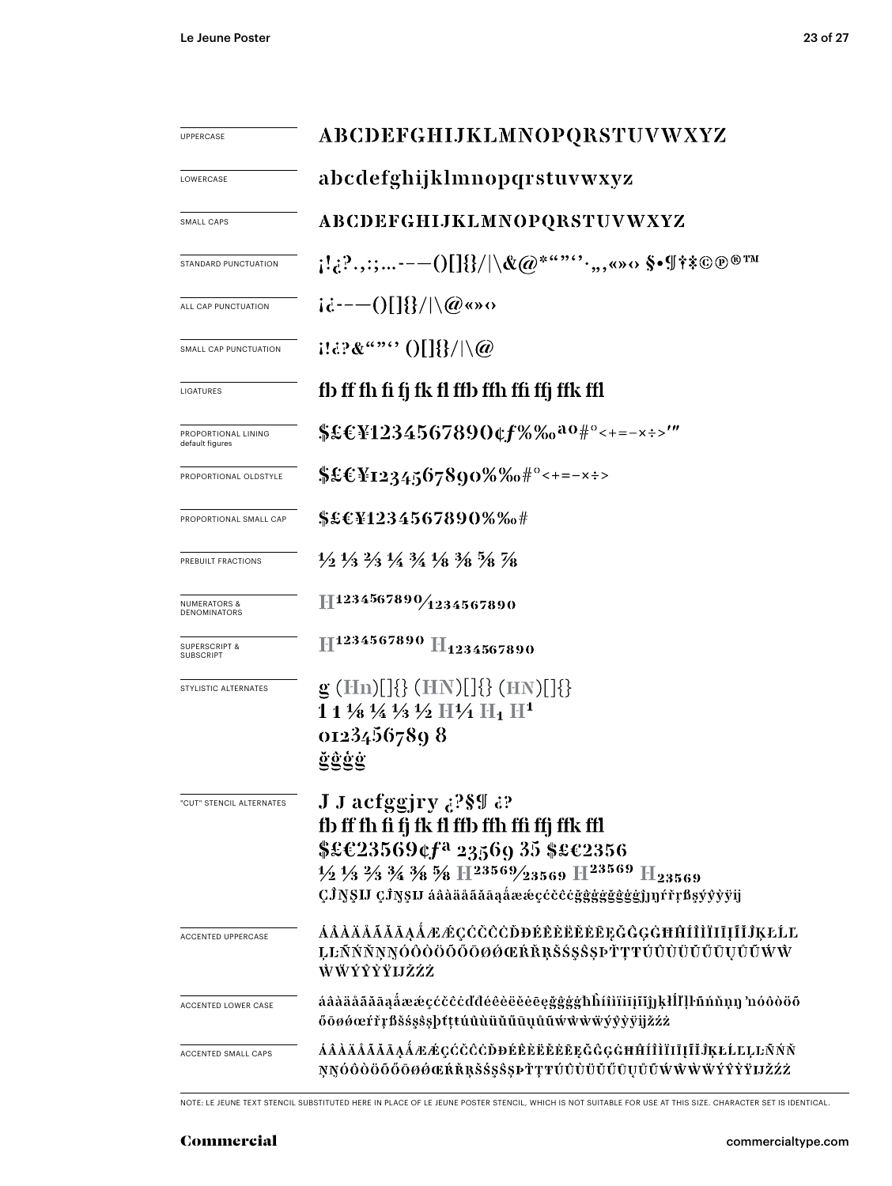| | |
|---|---|
| UPPERCASE | ABCDEFGHIJKLMNOPQRSTUVWXYZ |
| LOWERCASE | abcdefghijklmnopqrstuvwxyz |
| SMALL CAPS | ABCDEFGHIJKLMNOPQRSTUVWXYZ |
| STANDARD PUNCTUATION | ¡!¿?.,:;...-–—()[]{}/\|\&@*"""''·„‚«»‹› §•¶†‡©℗®™ |
| ALL CAP PUNCTUATION | ¡¿-–—()[]{}/\|\@«»‹› |
| SMALL CAP PUNCTUATION | ¡!¿?&""'' ()[]{}/\|\@ |
| LIGATURES | fb ff fh fi fj fk fl ffb ffh ffi ffj ffk ffl |
| PROPORTIONAL LINING default figures | $£€¥1234567890¢ƒ%‰ªº#°<+=-×÷>′″ |
| PROPORTIONAL OLDSTYLE | $£€¥1234567890%‰#°<+=-×÷> |
| PROPORTIONAL SMALL CAP | $£€¥1234567890%‰# |
| PREBUILT FRACTIONS | ½ ⅓ ⅔ ¼ ¾ ⅛ ⅜ ⅝ ⅞ |
| NUMERATORS & DENOMINATORS | H1234567890⁄1234567890 |
| SUPERSCRIPT & SUBSCRIPT | H1234567890 H1234567890 |
| STYLISTIC ALTERNATES | g (Hn)[]{} (HN)[]{} (HN)[]{} 1 1 ⅛ ¼ ⅓ ½ H¼ H1 H1 0123456789 8 ğĝģġ |
| "CUT" STENCIL ALTERNATES | J J acfggjry ¿?§¶ ¿? fb ff fh fi fj fk fl ffb ffh ffi ffj ffk ffl $£€23569¢ƒª 23569 35 $£€2356 ½ ⅓ ⅔ ¾ ⅜ ⅝ H23569⁄23569 H23569 H23569 ÇĴŅŞIJ ÇĴŅŞIJ áâàäåãăāąǻæǽçćĉčċğĝģġğĝģġĵŋŕřŗßşýŷỳÿĳ |
| ACCENTED UPPERCASE | ÁÂÀÄÅÃĂĀĄǺÆǼÇĆĈČĊĎĐÉÊÈËĚĖĒĘĞĜĢĠĦĤÍÎÌÏĪĮĨĬĴĶŁĹĽĻĿÑŃŇŅŊÓÔÒÖÕŐŌØǾŒŔŘŖŠŚŞŜȘÞŤŢŦÚÛÙÜŬŰŪŲŮŨẂŴẀẄÝŶỲŸĲŽŹŻ |
| ACCENTED LOWER CASE | áâàäåãăāąǻæǽçćĉčċďđéêèëěėēęğĝģġħĥíîìïīįĩĭĵķłĺľļŀñńňņŋ ŉóôòöõőōøǿœŕřŗšśşŝșþťţŧúûùüŭűūųůũẃŵẁẅýŷỳÿĳžźż |
| ACCENTED SMALL CAPS | ÁÂÀÄÅÃĂĀĄǺÆǼÇĆĈČĊĎĐÉÊÈËĚĖĒĘĞĜĢĠĦĤÍÎÌÏĪĮĨĬĴĶŁĹĽĻĿÑŃŇŅŊÓÔÒÖÕŐŌØǾŒŔŘŖŠŚŞŜȘÞŤŢŦÚÛÙÜŬŰŪŲŮŨẂŴẀẄÝŶỲŸĲŽŹŻ |

NOTE: LE JEUNE TEXT STENCIL SUBSTITUTED HERE IN PLACE OF LE JEUNE POSTER STENCIL, WHICH IS NOT SUITABLE FOR USE AT THIS SIZE. CHARACTER SET IS IDENTICAL.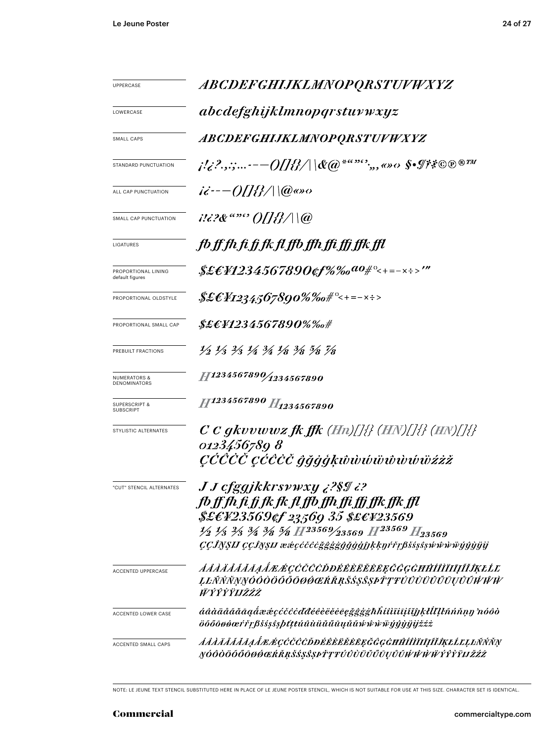| | |
|---|---|
| UPPERCASE | ABCDEFGHIJKLMNOPQRSTUVWXYZ |
| LOWERCASE | abcdefghijklmnopqrstuvwxyz |
| SMALL CAPS | ABCDEFGHIJKLMNOPQRSTUVWXYZ |
| STANDARD PUNCTUATION | ¡!¿?.,:;…·–—()[]{}/\|\\&@*“”‘’·,„«»‹› §•¶†‡©℗®™ |
| ALL CAP PUNCTUATION | ¡¿-–—()[]{}/\|\\@«»‹› |
| SMALL CAP PUNCTUATION | ¡!¿?&“”‘’ ()[]{}/\|\\@ |
| LIGATURES | fb ff fh fi fj fk fl ffb ffh ffi ffj ffk ffl |
| PROPORTIONAL LINING default figures | $£€¥1234567890¢ƒ%‰ªº#°<+=−×÷>′″ |
| PROPORTIONAL OLDSTYLE | $£€¥1234567890%‰#°<+=−×÷> |
| PROPORTIONAL SMALL CAP | $£€¥1234567890%‰# |
| PREBUILT FRACTIONS | ½ ⅓ ⅔ ¼ ¾ ⅛ ⅜ ⅝ ⅞ |
| NUMERATORS & DENOMINATORS | H1234567890/1234567890 |
| SUPERSCRIPT & SUBSCRIPT | $H^{1234567890}$ $H_{1234567890}$ |
| STYLISTIC ALTERNATES | C C gkvvwwz fk ffk (Hn)[]{} (HN)[]{} (HN)[]{} 0123456789 8 ÇĆĈĊČ ÇĆĈĊČ ĝğġģķŵẁẃẅŵẁẃẅźżž |
| "CUT" STENCIL ALTERNATES | J J cfggjkkrsvwxy ¿?$¶ ¿? fb ff fh fi fj fk fk fl ffb ffh ffi ffj ffk ffk ffl $£€¥23569¢ƒ 23569 35 $£€¥23569 ½ ⅓ ⅔ ¾ ⅜ ⅝ H23569/23569 $H^{23569}$ $H_{23569}$ ÇĈĴŊŞIJ ÇĈĴŊŞIJ ææçćĉċčĝğġģĝğġģĵķķŋŕřŗßšśŝşṡŵẁẃẅýŷỳÿĳ |
| ACCENTED UPPERCASE | ÁÂÀÄÅÃĂĀĄǺÆǼÇĆČĈĊĎĐÉÊÈËĔĖĒĘĞĜĢĠĦĤÍÎÌÏĬİĪĮĨĴĶŁĽĹĻĿÑŃŇŅŊÓÔÒÖÕŐŌØǾŒŔŘŖŠŚŞŜȘÞŤŢŦÚÛÙÜŬŰŪŲŮŨẂŴẀẄÝŶỲŸĲŽŹŻ |
| ACCENTED LOWER CASE | áâàäåãăāąǻæǽçćčĉċďđéêèëĕėēęğĝģġħĥíîìïĭīįĩĵķłľĺļŀñńňņŋŉóôòöõőōøǿœŕřŗßšśşŝșþťţŧúûùüŭűūųůũẃŵẁẅýŷỳÿĳžźż |
| ACCENTED SMALL CAPS | ÁÂÀÄÅÃĂĀĄǺÆǼÇĆČĈĊĎĐÉÊÈËĔĖĒĘĞĜĢĠĦĤÍÎÌÏĬİĪĮĨĴĶŁĽĹĻĿÑŃŇŅŊÓÔÒÖÕŐŌØǾŒŔŘŖŠŚŞŜȘÞŤŢŦÚÛÙÜŬŰŪŲŮŨẂŴẀẄÝŶỲŸĲŽŹŻ |

NOTE: LE JEUNE TEXT STENCIL SUBSTITUTED HERE IN PLACE OF LE JEUNE POSTER STENCIL, WHICH IS NOT SUITABLE FOR USE AT THIS SIZE. CHARACTER SET IS IDENTICAL.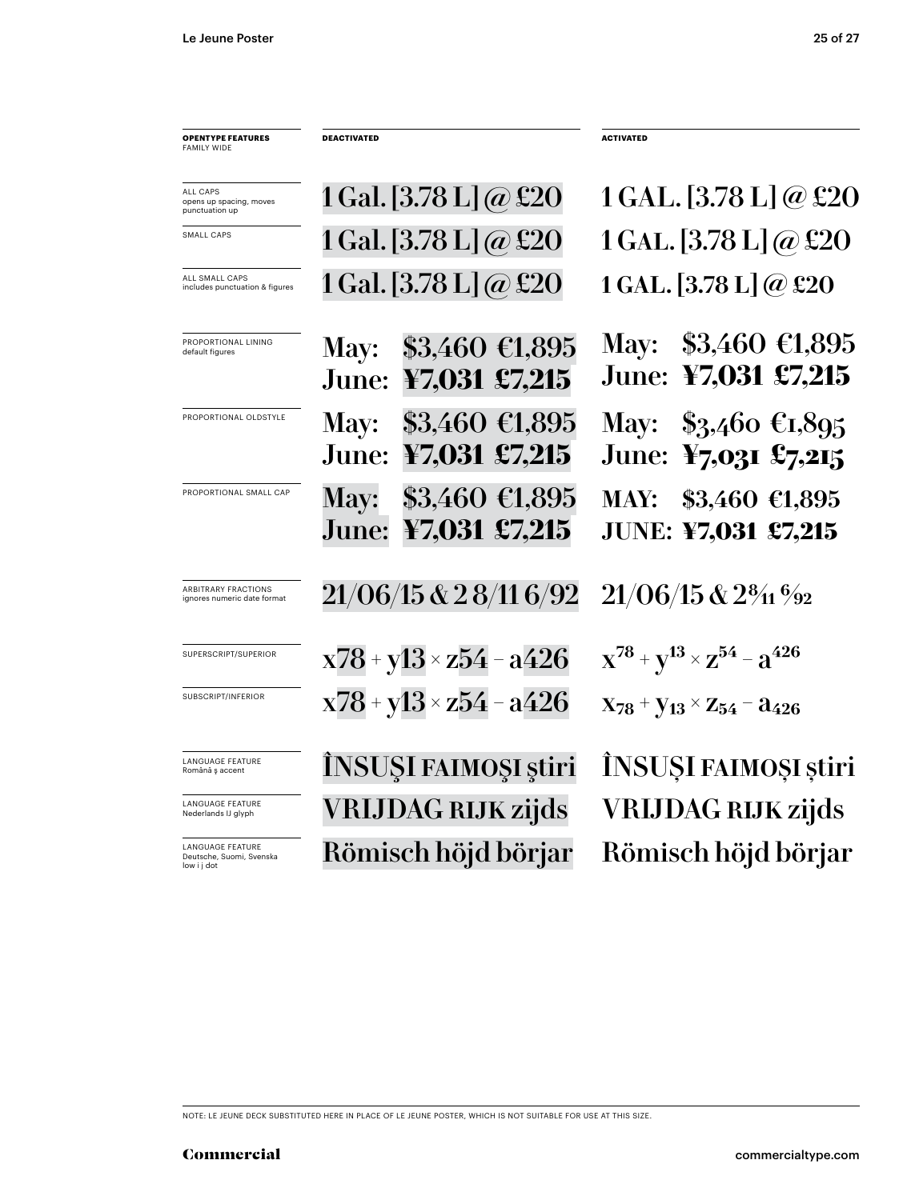| OPENTYPE FEATURES FAMILY WIDE | DEACTIVATED | ACTIVATED |
|---|---|---|
| ALL CAPS opens up spacing, moves punctuation up | 1 Gal. [3.78 L] @ £20 | 1 GAL. [3.78 L] @ £20 |
| SMALL CAPS | 1 Gal. [3.78 L] @ £20 | 1 GAL. [3.78 L] @ £20 |
| ALL SMALL CAPS includes punctuation & figures | 1 Gal. [3.78 L] @ £20 | 1 GAL. [3.78 L] @ £20 |
| PROPORTIONAL LINING default figures | May: $3,460 €1,895 June: ¥7,031 £7,215 | May: $3,460 €1,895 June: ¥7,031 £7,215 |
| PROPORTIONAL OLDSTYLE | May: $3,460 €1,895 June: ¥7,031 £7,215 | May: $3,460 €1,895 June: ¥7,031 £7,215 |
| PROPORTIONAL SMALL CAP | May: $3,460 €1,895 June: ¥7,031 £7,215 | MAY: $3,460 €1,895 JUNE: ¥7,031 £7,215 |
| ARBITRARY FRACTIONS ignores numeric date format | 21/06/15 & 2 8/11 6/92 | 21/06/15 & 2 8/11 6/92 |
| SUPERSCRIPT/SUPERIOR | x78 + y13 × z54 – a426 | $x^{78} + y^{13} \times z^{54} - a^{426}$ |
| SUBSCRIPT/INFERIOR | x78 + y13 × z54 – a426 | $x_{78} + y_{13} \times z_{54} - a_{426}$ |
| LANGUAGE FEATURE Română ş accent | ÎNSUŞI FAIMOŞI ştiri | ÎNSUȘI FAIMOȘI știri |
| LANGUAGE FEATURE Nederlands IJ glyph | VRIJDAG RIJK zijds | VRIJDAG RIJK zijds |
| LANGUAGE FEATURE Deutsche, Suomi, Svenska low i j dot | Römisch höjd börjar | Römisch höjd börjar |

NOTE: LE JEUNE DECK SUBSTITUTED HERE IN PLACE OF LE JEUNE POSTER, WHICH IS NOT SUITABLE FOR USE AT THIS SIZE.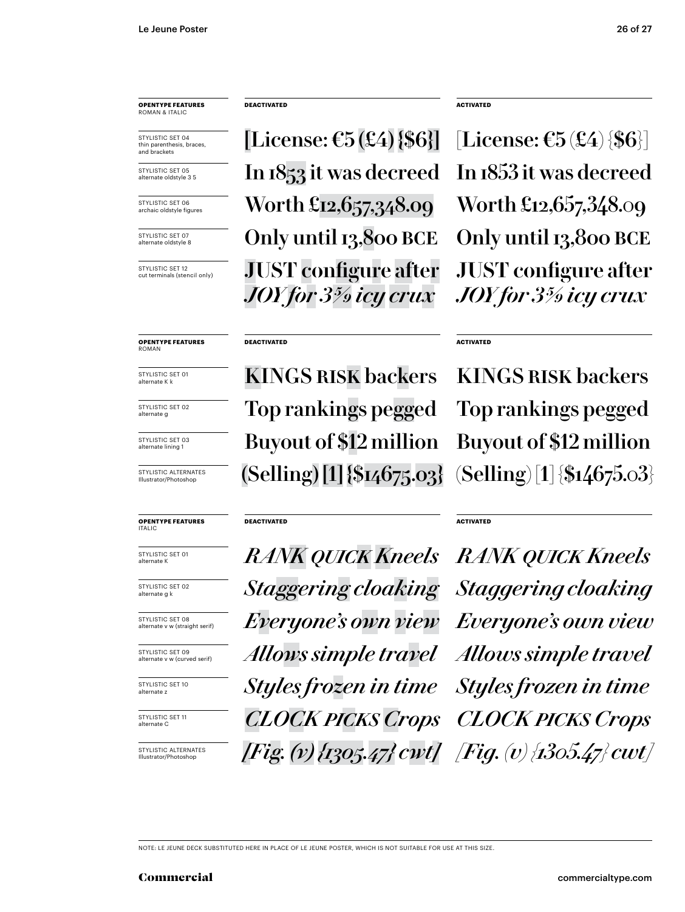| **OPENTYPE FEATURES** ROMAN & ITALIC | **DEACTIVATED** | **ACTIVATED** |
|---|---|---|
| STYLISTIC SET 04 thin parenthesis, braces, and brackets | [License: €5 (£4) {$6}] | [License: €5 (£4) {$6}] |
| STYLISTIC SET 05 alternate oldstyle 3 5 | In 1853 it was decreed | In 1853 it was decreed |
| STYLISTIC SET 06 archaic oldstyle figures | Worth £12,657,348.09 | Worth £12,657,348.09 |
| STYLISTIC SET 07 alternate oldstyle 8 | Only until 13,800 BCE | Only until 13,800 BCE |
| STYLISTIC SET 12 cut terminals (stencil only) | JUST configure after *JOY for 3⅝ icy crux* | JUST configure after *JOY for 3⅝ icy crux* |

| **OPENTYPE FEATURES** ROMAN | **DEACTIVATED** | **ACTIVATED** |
|---|---|---|
| STYLISTIC SET 01 alternate K k | KINGS RISK backers | KINGS RISK backers |
| STYLISTIC SET 02 alternate g | Top rankings pegged | Top rankings pegged |
| STYLISTIC SET 03 alternate lining 1 | Buyout of $12 million | Buyout of $12 million |
| STYLISTIC ALTERNATES Illustrator/Photoshop | (Selling) [1] {$14675.03} | (Selling) [1] {$14675.03} |

| **OPENTYPE FEATURES** ITALIC | **DEACTIVATED** | **ACTIVATED** |
|---|---|---|
| STYLISTIC SET 01 alternate K | *RANK QUICK Kneels* | *RANK QUICK Kneels* |
| STYLISTIC SET 02 alternate g k | *Staggering cloaking* | *Staggering cloaking* |
| STYLISTIC SET 08 alternate v w (straight serif) | *Everyone's own view* | *Everyone's own view* |
| STYLISTIC SET 09 alternate v w (curved serif) | *Allows simple travel* | *Allows simple travel* |
| STYLISTIC SET 10 alternate z | *Styles frozen in time* | *Styles frozen in time* |
| STYLISTIC SET 11 alternate C | *CLOCK PICKS Crops* | *CLOCK PICKS Crops* |
| STYLISTIC ALTERNATES Illustrator/Photoshop | *[Fig. (v) {1305.47} cwt]* | *[Fig. (v) {1305.47} cwt]* |

NOTE: LE JEUNE DECK SUBSTITUTED HERE IN PLACE OF LE JEUNE POSTER, WHICH IS NOT SUITABLE FOR USE AT THIS SIZE.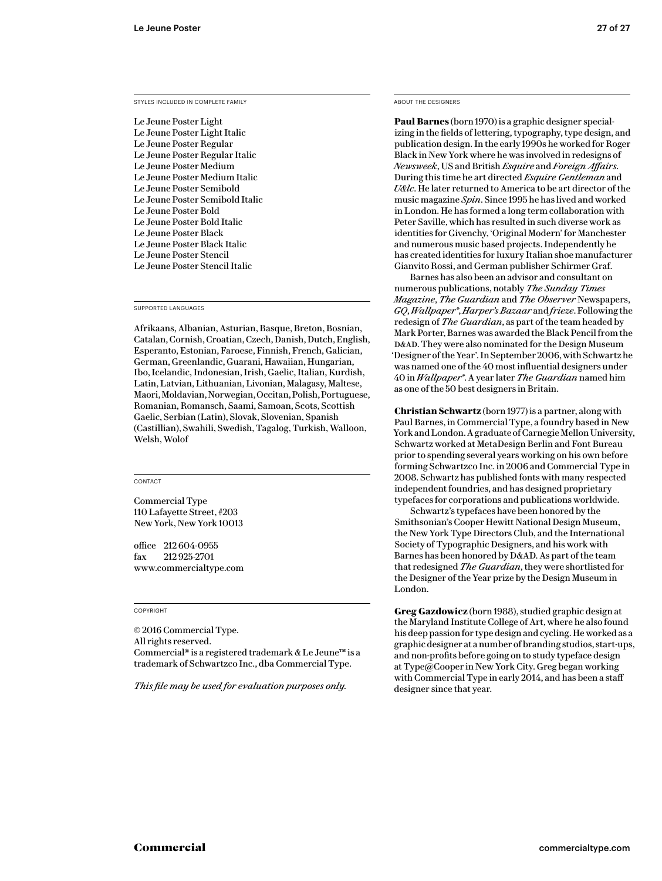## STYLES INCLUDED IN COMPLETE FAMILY

Le Jeune Poster Light
Le Jeune Poster Light Italic
Le Jeune Poster Regular
Le Jeune Poster Regular Italic
Le Jeune Poster Medium
Le Jeune Poster Medium Italic
Le Jeune Poster Semibold
Le Jeune Poster Semibold Italic
Le Jeune Poster Bold
Le Jeune Poster Bold Italic
Le Jeune Poster Black
Le Jeune Poster Black Italic
Le Jeune Poster Stencil
Le Jeune Poster Stencil Italic

## SUPPORTED LANGUAGES

Afrikaans, Albanian, Asturian, Basque, Breton, Bosnian, Catalan, Cornish, Croatian, Czech, Danish, Dutch, English, Esperanto, Estonian, Faroese, Finnish, French, Galician, German, Greenlandic, Guarani, Hawaiian, Hungarian, Ibo, Icelandic, Indonesian, Irish, Gaelic, Italian, Kurdish, Latin, Latvian, Lithuanian, Livonian, Malagasy, Maltese, Maori, Moldavian, Norwegian, Occitan, Polish, Portuguese, Romanian, Romansch, Saami, Samoan, Scots, Scottish Gaelic, Serbian (Latin), Slovak, Slovenian, Spanish (Castillian), Swahili, Swedish, Tagalog, Turkish, Walloon, Welsh, Wolof

## CONTACT

Commercial Type
110 Lafayette Street, #203
New York, New York 10013

office 212 604-0955
fax 212 925-2701
www.commercialtype.com

## COPYRIGHT

© 2016 Commercial Type.
All rights reserved.
Commercial® is a registered trademark & Le Jeune™ is a trademark of Schwartzco Inc., dba Commercial Type.

*This file may be used for evaluation purposes only.*

## ABOUT THE DESIGNERS

**Paul Barnes** (born 1970) is a graphic designer specializing in the fields of lettering, typography, type design, and publication design. In the early 1990s he worked for Roger Black in New York where he was involved in redesigns of *Newsweek*, US and British *Esquire* and *Foreign Affairs*. During this time he art directed *Esquire Gentleman* and *U&lc*. He later returned to America to be art director of the music magazine *Spin*. Since 1995 he has lived and worked in London. He has formed a long term collaboration with Peter Saville, which has resulted in such diverse work as identities for Givenchy, 'Original Modern' for Manchester and numerous music based projects. Independently he has created identities for luxury Italian shoe manufacturer Gianvito Rossi, and German publisher Schirmer Graf.

Barnes has also been an advisor and consultant on numerous publications, notably *The Sunday Times Magazine*, *The Guardian* and *The Observer* Newspapers, *GQ*, *Wallpaper**, *Harper's Bazaar* and *frieze*. Following the redesign of *The Guardian*, as part of the team headed by Mark Porter, Barnes was awarded the Black Pencil from the D&AD. They were also nominated for the Design Museum 'Designer of the Year'. In September 2006, with Schwartz he was named one of the 40 most influential designers under 40 in *Wallpaper**. A year later *The Guardian* named him as one of the 50 best designers in Britain.

**Christian Schwartz** (born 1977) is a partner, along with Paul Barnes, in Commercial Type, a foundry based in New York and London. A graduate of Carnegie Mellon University, Schwartz worked at MetaDesign Berlin and Font Bureau prior to spending several years working on his own before forming Schwartzco Inc. in 2006 and Commercial Type in 2008. Schwartz has published fonts with many respected independent foundries, and has designed proprietary typefaces for corporations and publications worldwide.

Schwartz's typefaces have been honored by the Smithsonian's Cooper Hewitt National Design Museum, the New York Type Directors Club, and the International Society of Typographic Designers, and his work with Barnes has been honored by D&AD. As part of the team that redesigned *The Guardian*, they were shortlisted for the Designer of the Year prize by the Design Museum in London.

**Greg Gazdowicz** (born 1988), studied graphic design at the Maryland Institute College of Art, where he also found his deep passion for type design and cycling. He worked as a graphic designer at a number of branding studios, start-ups, and non-profits before going on to study typeface design at Type@Cooper in New York City. Greg began working with Commercial Type in early 2014, and has been a staff designer since that year.